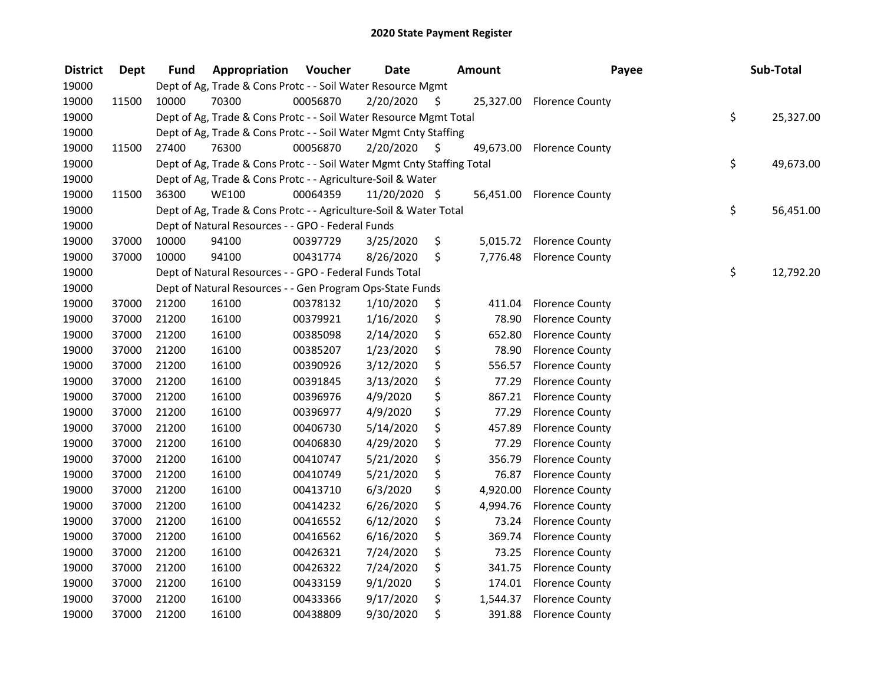# 2020 State Payment Register

| District | Dept | Fund | Appropriation | Voucher | Date | Amount | Payee | Sub-Total |
|---|---|---|---|---|---|---|---|---|
| 19000 | | Dept of Ag, Trade & Cons Protc - - Soil Water Resource Mgmt | | | | | | |
| 19000 | 11500 | 10000 | 70300 | 00056870 | 2/20/2020 | $ 25,327.00 | Florence County | |
| 19000 | | Dept of Ag, Trade & Cons Protc - - Soil Water Resource Mgmt Total | | | | | | $ 25,327.00 |
| 19000 | | Dept of Ag, Trade & Cons Protc - - Soil Water Mgmt Cnty Staffing | | | | | | |
| 19000 | 11500 | 27400 | 76300 | 00056870 | 2/20/2020 | $ 49,673.00 | Florence County | |
| 19000 | | Dept of Ag, Trade & Cons Protc - - Soil Water Mgmt Cnty Staffing Total | | | | | | $ 49,673.00 |
| 19000 | | Dept of Ag, Trade & Cons Protc - - Agriculture-Soil & Water | | | | | | |
| 19000 | 11500 | 36300 | WE100 | 00064359 | 11/20/2020 | $ 56,451.00 | Florence County | |
| 19000 | | Dept of Ag, Trade & Cons Protc - - Agriculture-Soil & Water Total | | | | | | $ 56,451.00 |
| 19000 | | Dept of Natural Resources - - GPO - Federal Funds | | | | | | |
| 19000 | 37000 | 10000 | 94100 | 00397729 | 3/25/2020 | $ 5,015.72 | Florence County | |
| 19000 | 37000 | 10000 | 94100 | 00431774 | 8/26/2020 | $ 7,776.48 | Florence County | |
| 19000 | | Dept of Natural Resources - - GPO - Federal Funds Total | | | | | | $ 12,792.20 |
| 19000 | | Dept of Natural Resources - - Gen Program Ops-State Funds | | | | | | |
| 19000 | 37000 | 21200 | 16100 | 00378132 | 1/10/2020 | $ 411.04 | Florence County | |
| 19000 | 37000 | 21200 | 16100 | 00379921 | 1/16/2020 | $ 78.90 | Florence County | |
| 19000 | 37000 | 21200 | 16100 | 00385098 | 2/14/2020 | $ 652.80 | Florence County | |
| 19000 | 37000 | 21200 | 16100 | 00385207 | 1/23/2020 | $ 78.90 | Florence County | |
| 19000 | 37000 | 21200 | 16100 | 00390926 | 3/12/2020 | $ 556.57 | Florence County | |
| 19000 | 37000 | 21200 | 16100 | 00391845 | 3/13/2020 | $ 77.29 | Florence County | |
| 19000 | 37000 | 21200 | 16100 | 00396976 | 4/9/2020 | $ 867.21 | Florence County | |
| 19000 | 37000 | 21200 | 16100 | 00396977 | 4/9/2020 | $ 77.29 | Florence County | |
| 19000 | 37000 | 21200 | 16100 | 00406730 | 5/14/2020 | $ 457.89 | Florence County | |
| 19000 | 37000 | 21200 | 16100 | 00406830 | 4/29/2020 | $ 77.29 | Florence County | |
| 19000 | 37000 | 21200 | 16100 | 00410747 | 5/21/2020 | $ 356.79 | Florence County | |
| 19000 | 37000 | 21200 | 16100 | 00410749 | 5/21/2020 | $ 76.87 | Florence County | |
| 19000 | 37000 | 21200 | 16100 | 00413710 | 6/3/2020 | $ 4,920.00 | Florence County | |
| 19000 | 37000 | 21200 | 16100 | 00414232 | 6/26/2020 | $ 4,994.76 | Florence County | |
| 19000 | 37000 | 21200 | 16100 | 00416552 | 6/12/2020 | $ 73.24 | Florence County | |
| 19000 | 37000 | 21200 | 16100 | 00416562 | 6/16/2020 | $ 369.74 | Florence County | |
| 19000 | 37000 | 21200 | 16100 | 00426321 | 7/24/2020 | $ 73.25 | Florence County | |
| 19000 | 37000 | 21200 | 16100 | 00426322 | 7/24/2020 | $ 341.75 | Florence County | |
| 19000 | 37000 | 21200 | 16100 | 00433159 | 9/1/2020 | $ 174.01 | Florence County | |
| 19000 | 37000 | 21200 | 16100 | 00433366 | 9/17/2020 | $ 1,544.37 | Florence County | |
| 19000 | 37000 | 21200 | 16100 | 00438809 | 9/30/2020 | $ 391.88 | Florence County | |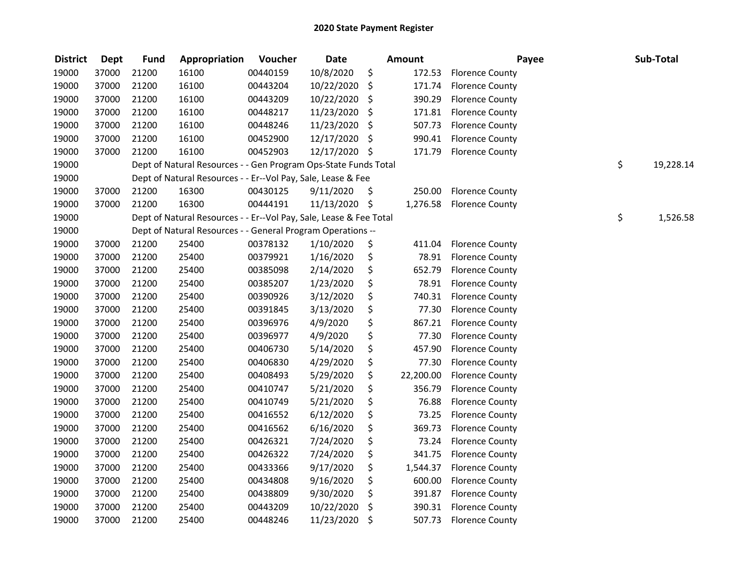# 2020 State Payment Register

| District | Dept | Fund | Appropriation | Voucher | Date | Amount | Payee | Sub-Total |
|---|---|---|---|---|---|---|---|---|
| 19000 | 37000 | 21200 | 16100 | 00440159 | 10/8/2020 | $ 172.53 | Florence County | |
| 19000 | 37000 | 21200 | 16100 | 00443204 | 10/22/2020 | $ 171.74 | Florence County | |
| 19000 | 37000 | 21200 | 16100 | 00443209 | 10/22/2020 | $ 390.29 | Florence County | |
| 19000 | 37000 | 21200 | 16100 | 00448217 | 11/23/2020 | $ 171.81 | Florence County | |
| 19000 | 37000 | 21200 | 16100 | 00448246 | 11/23/2020 | $ 507.73 | Florence County | |
| 19000 | 37000 | 21200 | 16100 | 00452900 | 12/17/2020 | $ 990.41 | Florence County | |
| 19000 | 37000 | 21200 | 16100 | 00452903 | 12/17/2020 | $ 171.79 | Florence County | |
| 19000 | | Dept of Natural Resources - - Gen Program Ops-State Funds Total | | | | | | $ 19,228.14 |
| 19000 | | Dept of Natural Resources - - Er--Vol Pay, Sale, Lease & Fee | | | | | | |
| 19000 | 37000 | 21200 | 16300 | 00430125 | 9/11/2020 | $ 250.00 | Florence County | |
| 19000 | 37000 | 21200 | 16300 | 00444191 | 11/13/2020 | $ 1,276.58 | Florence County | |
| 19000 | | Dept of Natural Resources - - Er--Vol Pay, Sale, Lease & Fee Total | | | | | | $ 1,526.58 |
| 19000 | | Dept of Natural Resources - - General Program Operations -- | | | | | | |
| 19000 | 37000 | 21200 | 25400 | 00378132 | 1/10/2020 | $ 411.04 | Florence County | |
| 19000 | 37000 | 21200 | 25400 | 00379921 | 1/16/2020 | $ 78.91 | Florence County | |
| 19000 | 37000 | 21200 | 25400 | 00385098 | 2/14/2020 | $ 652.79 | Florence County | |
| 19000 | 37000 | 21200 | 25400 | 00385207 | 1/23/2020 | $ 78.91 | Florence County | |
| 19000 | 37000 | 21200 | 25400 | 00390926 | 3/12/2020 | $ 740.31 | Florence County | |
| 19000 | 37000 | 21200 | 25400 | 00391845 | 3/13/2020 | $ 77.30 | Florence County | |
| 19000 | 37000 | 21200 | 25400 | 00396976 | 4/9/2020 | $ 867.21 | Florence County | |
| 19000 | 37000 | 21200 | 25400 | 00396977 | 4/9/2020 | $ 77.30 | Florence County | |
| 19000 | 37000 | 21200 | 25400 | 00406730 | 5/14/2020 | $ 457.90 | Florence County | |
| 19000 | 37000 | 21200 | 25400 | 00406830 | 4/29/2020 | $ 77.30 | Florence County | |
| 19000 | 37000 | 21200 | 25400 | 00408493 | 5/29/2020 | $ 22,200.00 | Florence County | |
| 19000 | 37000 | 21200 | 25400 | 00410747 | 5/21/2020 | $ 356.79 | Florence County | |
| 19000 | 37000 | 21200 | 25400 | 00410749 | 5/21/2020 | $ 76.88 | Florence County | |
| 19000 | 37000 | 21200 | 25400 | 00416552 | 6/12/2020 | $ 73.25 | Florence County | |
| 19000 | 37000 | 21200 | 25400 | 00416562 | 6/16/2020 | $ 369.73 | Florence County | |
| 19000 | 37000 | 21200 | 25400 | 00426321 | 7/24/2020 | $ 73.24 | Florence County | |
| 19000 | 37000 | 21200 | 25400 | 00426322 | 7/24/2020 | $ 341.75 | Florence County | |
| 19000 | 37000 | 21200 | 25400 | 00433366 | 9/17/2020 | $ 1,544.37 | Florence County | |
| 19000 | 37000 | 21200 | 25400 | 00434808 | 9/16/2020 | $ 600.00 | Florence County | |
| 19000 | 37000 | 21200 | 25400 | 00438809 | 9/30/2020 | $ 391.87 | Florence County | |
| 19000 | 37000 | 21200 | 25400 | 00443209 | 10/22/2020 | $ 390.31 | Florence County | |
| 19000 | 37000 | 21200 | 25400 | 00448246 | 11/23/2020 | $ 507.73 | Florence County | |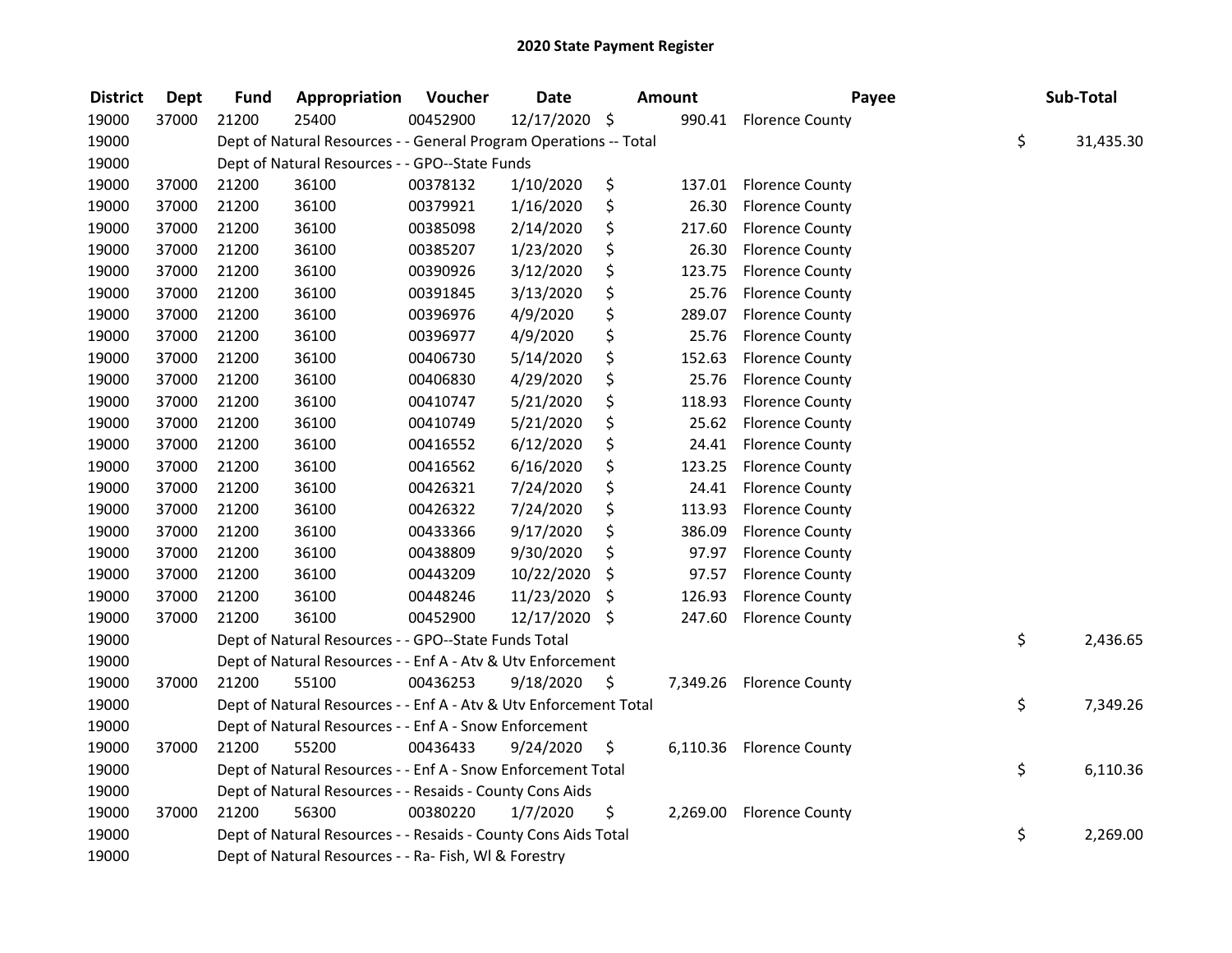## 2020 State Payment Register

| District | Dept | Fund | Appropriation | Voucher | Date | Amount | Payee | Sub-Total |
|---|---|---|---|---|---|---|---|---|
| 19000 | 37000 | 21200 | 25400 | 00452900 | 12/17/2020 | $ 990.41 | Florence County | |
| 19000 | | Dept of Natural Resources - - General Program Operations -- Total | | | | | | $ 31,435.30 |
| 19000 | | Dept of Natural Resources - - GPO--State Funds | | | | | | |
| 19000 | 37000 | 21200 | 36100 | 00378132 | 1/10/2020 | $ 137.01 | Florence County | |
| 19000 | 37000 | 21200 | 36100 | 00379921 | 1/16/2020 | $ 26.30 | Florence County | |
| 19000 | 37000 | 21200 | 36100 | 00385098 | 2/14/2020 | $ 217.60 | Florence County | |
| 19000 | 37000 | 21200 | 36100 | 00385207 | 1/23/2020 | $ 26.30 | Florence County | |
| 19000 | 37000 | 21200 | 36100 | 00390926 | 3/12/2020 | $ 123.75 | Florence County | |
| 19000 | 37000 | 21200 | 36100 | 00391845 | 3/13/2020 | $ 25.76 | Florence County | |
| 19000 | 37000 | 21200 | 36100 | 00396976 | 4/9/2020 | $ 289.07 | Florence County | |
| 19000 | 37000 | 21200 | 36100 | 00396977 | 4/9/2020 | $ 25.76 | Florence County | |
| 19000 | 37000 | 21200 | 36100 | 00406730 | 5/14/2020 | $ 152.63 | Florence County | |
| 19000 | 37000 | 21200 | 36100 | 00406830 | 4/29/2020 | $ 25.76 | Florence County | |
| 19000 | 37000 | 21200 | 36100 | 00410747 | 5/21/2020 | $ 118.93 | Florence County | |
| 19000 | 37000 | 21200 | 36100 | 00410749 | 5/21/2020 | $ 25.62 | Florence County | |
| 19000 | 37000 | 21200 | 36100 | 00416552 | 6/12/2020 | $ 24.41 | Florence County | |
| 19000 | 37000 | 21200 | 36100 | 00416562 | 6/16/2020 | $ 123.25 | Florence County | |
| 19000 | 37000 | 21200 | 36100 | 00426321 | 7/24/2020 | $ 24.41 | Florence County | |
| 19000 | 37000 | 21200 | 36100 | 00426322 | 7/24/2020 | $ 113.93 | Florence County | |
| 19000 | 37000 | 21200 | 36100 | 00433366 | 9/17/2020 | $ 386.09 | Florence County | |
| 19000 | 37000 | 21200 | 36100 | 00438809 | 9/30/2020 | $ 97.97 | Florence County | |
| 19000 | 37000 | 21200 | 36100 | 00443209 | 10/22/2020 | $ 97.57 | Florence County | |
| 19000 | 37000 | 21200 | 36100 | 00448246 | 11/23/2020 | $ 126.93 | Florence County | |
| 19000 | 37000 | 21200 | 36100 | 00452900 | 12/17/2020 | $ 247.60 | Florence County | |
| 19000 | | Dept of Natural Resources - - GPO--State Funds Total | | | | | | $ 2,436.65 |
| 19000 | | Dept of Natural Resources - - Enf A - Atv & Utv Enforcement | | | | | | |
| 19000 | 37000 | 21200 | 55100 | 00436253 | 9/18/2020 | $ 7,349.26 | Florence County | |
| 19000 | | Dept of Natural Resources - - Enf A - Atv & Utv Enforcement Total | | | | | | $ 7,349.26 |
| 19000 | | Dept of Natural Resources - - Enf A - Snow Enforcement | | | | | | |
| 19000 | 37000 | 21200 | 55200 | 00436433 | 9/24/2020 | $ 6,110.36 | Florence County | |
| 19000 | | Dept of Natural Resources - - Enf A - Snow Enforcement Total | | | | | | $ 6,110.36 |
| 19000 | | Dept of Natural Resources - - Resaids - County Cons Aids | | | | | | |
| 19000 | 37000 | 21200 | 56300 | 00380220 | 1/7/2020 | $ 2,269.00 | Florence County | |
| 19000 | | Dept of Natural Resources - - Resaids - County Cons Aids Total | | | | | | $ 2,269.00 |
| 19000 | | Dept of Natural Resources - - Ra- Fish, Wl & Forestry | | | | | | |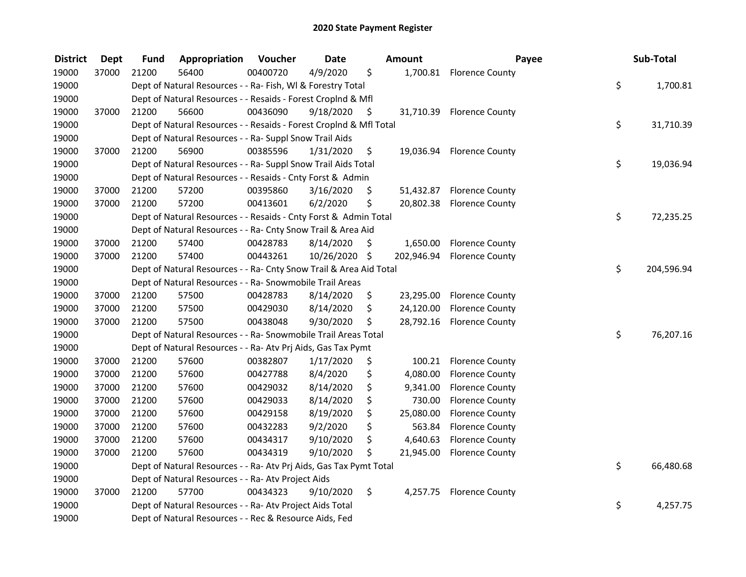# 2020 State Payment Register

| District | Dept | Fund | Appropriation | Voucher | Date | Amount | Payee | Sub-Total |
|---|---|---|---|---|---|---|---|---|
| 19000 | 37000 | 21200 | 56400 | 00400720 | 4/9/2020 | $ 1,700.81 | Florence County | |
| 19000 | | Dept of Natural Resources - - Ra- Fish, Wl & Forestry Total | | | | | | $ 1,700.81 |
| 19000 | | Dept of Natural Resources - - Resaids - Forest Croplnd & Mfl | | | | | | |
| 19000 | 37000 | 21200 | 56600 | 00436090 | 9/18/2020 | $ 31,710.39 | Florence County | |
| 19000 | | Dept of Natural Resources - - Resaids - Forest Croplnd & Mfl Total | | | | | | $ 31,710.39 |
| 19000 | | Dept of Natural Resources - - Ra- Suppl Snow Trail Aids | | | | | | |
| 19000 | 37000 | 21200 | 56900 | 00385596 | 1/31/2020 | $ 19,036.94 | Florence County | |
| 19000 | | Dept of Natural Resources - - Ra- Suppl Snow Trail Aids Total | | | | | | $ 19,036.94 |
| 19000 | | Dept of Natural Resources - - Resaids - Cnty Forst & Admin | | | | | | |
| 19000 | 37000 | 21200 | 57200 | 00395860 | 3/16/2020 | $ 51,432.87 | Florence County | |
| 19000 | 37000 | 21200 | 57200 | 00413601 | 6/2/2020 | $ 20,802.38 | Florence County | |
| 19000 | | Dept of Natural Resources - - Resaids - Cnty Forst & Admin Total | | | | | | $ 72,235.25 |
| 19000 | | Dept of Natural Resources - - Ra- Cnty Snow Trail & Area Aid | | | | | | |
| 19000 | 37000 | 21200 | 57400 | 00428783 | 8/14/2020 | $ 1,650.00 | Florence County | |
| 19000 | 37000 | 21200 | 57400 | 00443261 | 10/26/2020 | $ 202,946.94 | Florence County | |
| 19000 | | Dept of Natural Resources - - Ra- Cnty Snow Trail & Area Aid Total | | | | | | $ 204,596.94 |
| 19000 | | Dept of Natural Resources - - Ra- Snowmobile Trail Areas | | | | | | |
| 19000 | 37000 | 21200 | 57500 | 00428783 | 8/14/2020 | $ 23,295.00 | Florence County | |
| 19000 | 37000 | 21200 | 57500 | 00429030 | 8/14/2020 | $ 24,120.00 | Florence County | |
| 19000 | 37000 | 21200 | 57500 | 00438048 | 9/30/2020 | $ 28,792.16 | Florence County | |
| 19000 | | Dept of Natural Resources - - Ra- Snowmobile Trail Areas Total | | | | | | $ 76,207.16 |
| 19000 | | Dept of Natural Resources - - Ra- Atv Prj Aids, Gas Tax Pymt | | | | | | |
| 19000 | 37000 | 21200 | 57600 | 00382807 | 1/17/2020 | $ 100.21 | Florence County | |
| 19000 | 37000 | 21200 | 57600 | 00427788 | 8/4/2020 | $ 4,080.00 | Florence County | |
| 19000 | 37000 | 21200 | 57600 | 00429032 | 8/14/2020 | $ 9,341.00 | Florence County | |
| 19000 | 37000 | 21200 | 57600 | 00429033 | 8/14/2020 | $ 730.00 | Florence County | |
| 19000 | 37000 | 21200 | 57600 | 00429158 | 8/19/2020 | $ 25,080.00 | Florence County | |
| 19000 | 37000 | 21200 | 57600 | 00432283 | 9/2/2020 | $ 563.84 | Florence County | |
| 19000 | 37000 | 21200 | 57600 | 00434317 | 9/10/2020 | $ 4,640.63 | Florence County | |
| 19000 | 37000 | 21200 | 57600 | 00434319 | 9/10/2020 | $ 21,945.00 | Florence County | |
| 19000 | | Dept of Natural Resources - - Ra- Atv Prj Aids, Gas Tax Pymt Total | | | | | | $ 66,480.68 |
| 19000 | | Dept of Natural Resources - - Ra- Atv Project Aids | | | | | | |
| 19000 | 37000 | 21200 | 57700 | 00434323 | 9/10/2020 | $ 4,257.75 | Florence County | |
| 19000 | | Dept of Natural Resources - - Ra- Atv Project Aids Total | | | | | | $ 4,257.75 |
| 19000 | | Dept of Natural Resources - - Rec & Resource Aids, Fed | | | | | | |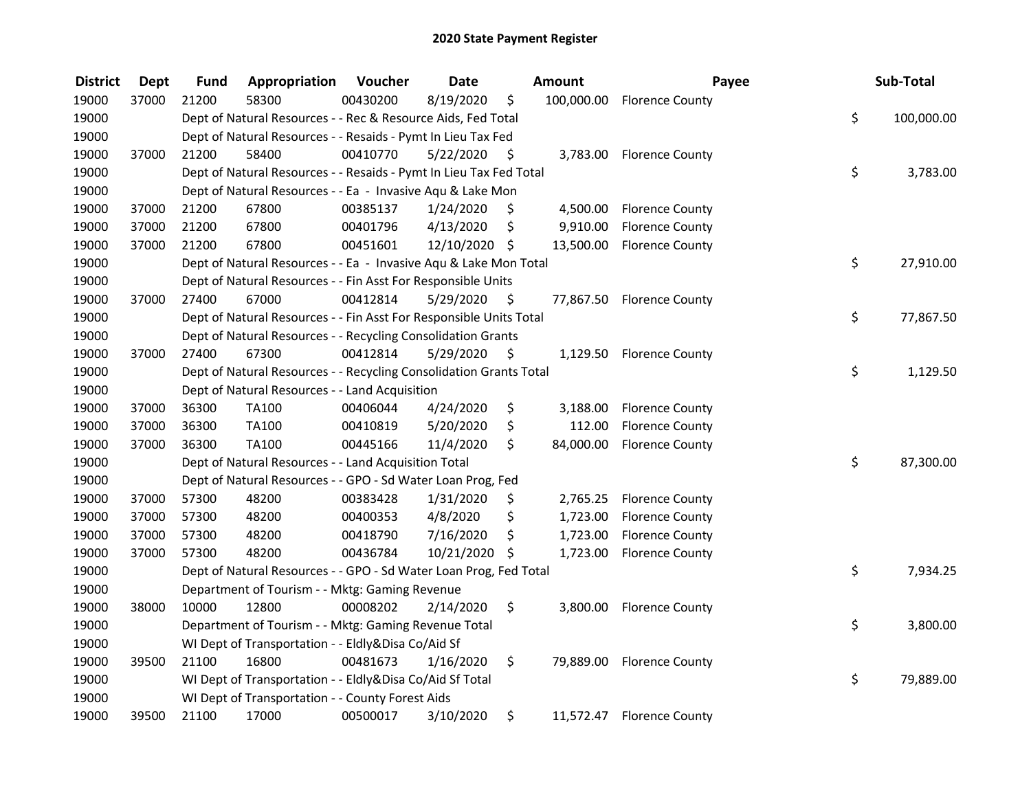## 2020 State Payment Register

| District | Dept | Fund | Appropriation | Voucher | Date | Amount | Payee | Sub-Total |
|---|---|---|---|---|---|---|---|---|
| 19000 | 37000 | 21200 | 58300 | 00430200 | 8/19/2020 | $ 100,000.00 | Florence County | |
| 19000 | | Dept of Natural Resources - - Rec & Resource Aids, Fed Total | | | | | | $ 100,000.00 |
| 19000 | | Dept of Natural Resources - - Resaids - Pymt In Lieu Tax Fed | | | | | | |
| 19000 | 37000 | 21200 | 58400 | 00410770 | 5/22/2020 | $ 3,783.00 | Florence County | |
| 19000 | | Dept of Natural Resources - - Resaids - Pymt In Lieu Tax Fed Total | | | | | | $ 3,783.00 |
| 19000 | | Dept of Natural Resources - - Ea - Invasive Aqu & Lake Mon | | | | | | |
| 19000 | 37000 | 21200 | 67800 | 00385137 | 1/24/2020 | $ 4,500.00 | Florence County | |
| 19000 | 37000 | 21200 | 67800 | 00401796 | 4/13/2020 | $ 9,910.00 | Florence County | |
| 19000 | 37000 | 21200 | 67800 | 00451601 | 12/10/2020 | $ 13,500.00 | Florence County | |
| 19000 | | Dept of Natural Resources - - Ea - Invasive Aqu & Lake Mon Total | | | | | | $ 27,910.00 |
| 19000 | | Dept of Natural Resources - - Fin Asst For Responsible Units | | | | | | |
| 19000 | 37000 | 27400 | 67000 | 00412814 | 5/29/2020 | $ 77,867.50 | Florence County | |
| 19000 | | Dept of Natural Resources - - Fin Asst For Responsible Units Total | | | | | | $ 77,867.50 |
| 19000 | | Dept of Natural Resources - - Recycling Consolidation Grants | | | | | | |
| 19000 | 37000 | 27400 | 67300 | 00412814 | 5/29/2020 | $ 1,129.50 | Florence County | |
| 19000 | | Dept of Natural Resources - - Recycling Consolidation Grants Total | | | | | | $ 1,129.50 |
| 19000 | | Dept of Natural Resources - - Land Acquisition | | | | | | |
| 19000 | 37000 | 36300 | TA100 | 00406044 | 4/24/2020 | $ 3,188.00 | Florence County | |
| 19000 | 37000 | 36300 | TA100 | 00410819 | 5/20/2020 | $ 112.00 | Florence County | |
| 19000 | 37000 | 36300 | TA100 | 00445166 | 11/4/2020 | $ 84,000.00 | Florence County | |
| 19000 | | Dept of Natural Resources - - Land Acquisition Total | | | | | | $ 87,300.00 |
| 19000 | | Dept of Natural Resources - - GPO - Sd Water Loan Prog, Fed | | | | | | |
| 19000 | 37000 | 57300 | 48200 | 00383428 | 1/31/2020 | $ 2,765.25 | Florence County | |
| 19000 | 37000 | 57300 | 48200 | 00400353 | 4/8/2020 | $ 1,723.00 | Florence County | |
| 19000 | 37000 | 57300 | 48200 | 00418790 | 7/16/2020 | $ 1,723.00 | Florence County | |
| 19000 | 37000 | 57300 | 48200 | 00436784 | 10/21/2020 | $ 1,723.00 | Florence County | |
| 19000 | | Dept of Natural Resources - - GPO - Sd Water Loan Prog, Fed Total | | | | | | $ 7,934.25 |
| 19000 | | Department of Tourism - - Mktg: Gaming Revenue | | | | | | |
| 19000 | 38000 | 10000 | 12800 | 00008202 | 2/14/2020 | $ 3,800.00 | Florence County | |
| 19000 | | Department of Tourism - - Mktg: Gaming Revenue Total | | | | | | $ 3,800.00 |
| 19000 | | WI Dept of Transportation - - Eldly&Disa Co/Aid Sf | | | | | | |
| 19000 | 39500 | 21100 | 16800 | 00481673 | 1/16/2020 | $ 79,889.00 | Florence County | |
| 19000 | | WI Dept of Transportation - - Eldly&Disa Co/Aid Sf Total | | | | | | $ 79,889.00 |
| 19000 | | WI Dept of Transportation - - County Forest Aids | | | | | | |
| 19000 | 39500 | 21100 | 17000 | 00500017 | 3/10/2020 | $ 11,572.47 | Florence County | |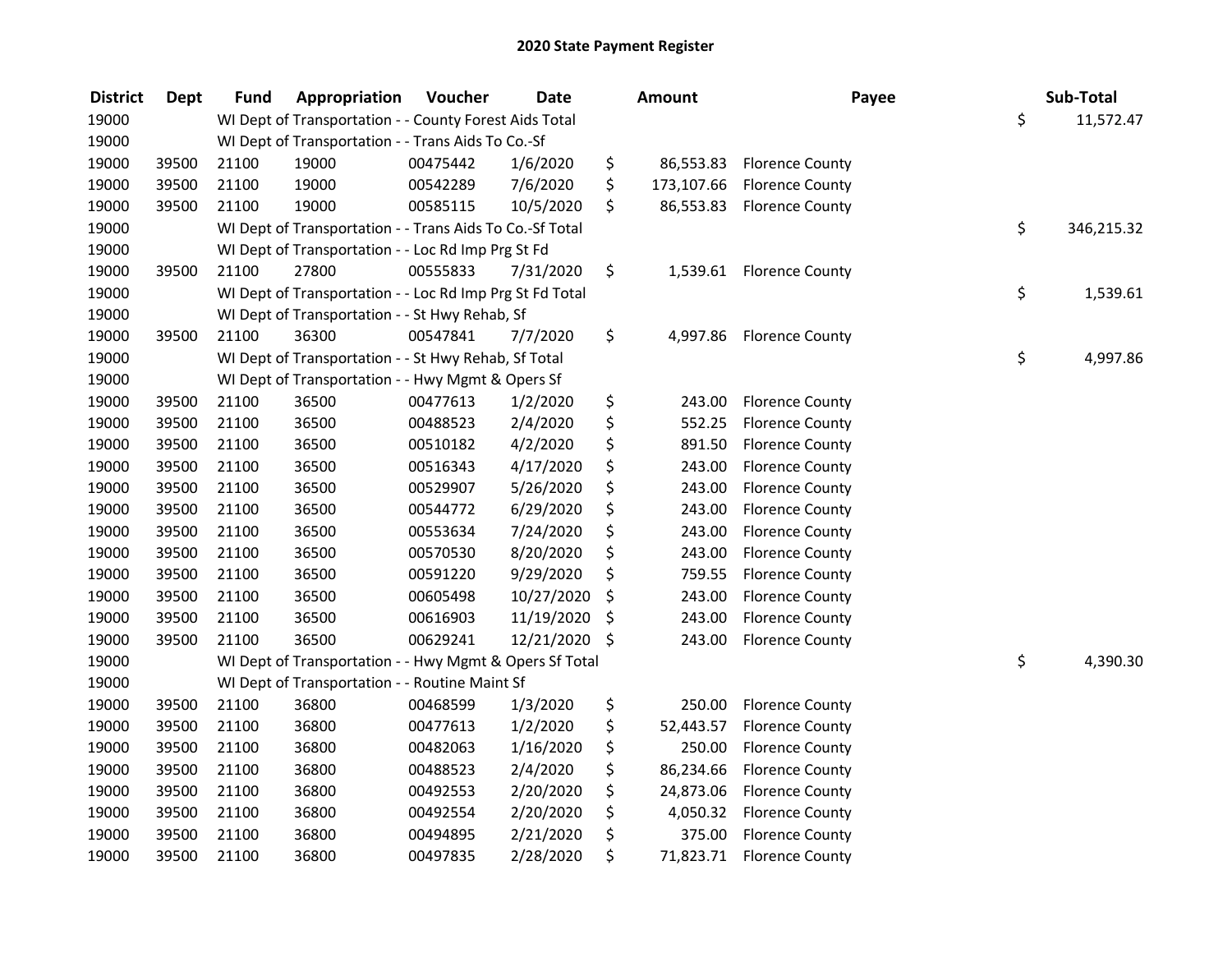## 2020 State Payment Register

| District | Dept | Fund | Appropriation | Voucher | Date | Amount | Payee | Sub-Total |
|---|---|---|---|---|---|---|---|---|
| 19000 | | WI Dept of Transportation - - County Forest Aids Total | | | | | | $ 11,572.47 |
| 19000 | | WI Dept of Transportation - - Trans Aids To Co.-Sf | | | | | | |
| 19000 | 39500 | 21100 | 19000 | 00475442 | 1/6/2020 | $ 86,553.83 | Florence County | |
| 19000 | 39500 | 21100 | 19000 | 00542289 | 7/6/2020 | $ 173,107.66 | Florence County | |
| 19000 | 39500 | 21100 | 19000 | 00585115 | 10/5/2020 | $ 86,553.83 | Florence County | |
| 19000 | | WI Dept of Transportation - - Trans Aids To Co.-Sf Total | | | | | | $ 346,215.32 |
| 19000 | | WI Dept of Transportation - - Loc Rd Imp Prg St Fd | | | | | | |
| 19000 | 39500 | 21100 | 27800 | 00555833 | 7/31/2020 | $ 1,539.61 | Florence County | |
| 19000 | | WI Dept of Transportation - - Loc Rd Imp Prg St Fd Total | | | | | | $ 1,539.61 |
| 19000 | | WI Dept of Transportation - - St Hwy Rehab, Sf | | | | | | |
| 19000 | 39500 | 21100 | 36300 | 00547841 | 7/7/2020 | $ 4,997.86 | Florence County | |
| 19000 | | WI Dept of Transportation - - St Hwy Rehab, Sf Total | | | | | | $ 4,997.86 |
| 19000 | | WI Dept of Transportation - - Hwy Mgmt & Opers Sf | | | | | | |
| 19000 | 39500 | 21100 | 36500 | 00477613 | 1/2/2020 | $ 243.00 | Florence County | |
| 19000 | 39500 | 21100 | 36500 | 00488523 | 2/4/2020 | $ 552.25 | Florence County | |
| 19000 | 39500 | 21100 | 36500 | 00510182 | 4/2/2020 | $ 891.50 | Florence County | |
| 19000 | 39500 | 21100 | 36500 | 00516343 | 4/17/2020 | $ 243.00 | Florence County | |
| 19000 | 39500 | 21100 | 36500 | 00529907 | 5/26/2020 | $ 243.00 | Florence County | |
| 19000 | 39500 | 21100 | 36500 | 00544772 | 6/29/2020 | $ 243.00 | Florence County | |
| 19000 | 39500 | 21100 | 36500 | 00553634 | 7/24/2020 | $ 243.00 | Florence County | |
| 19000 | 39500 | 21100 | 36500 | 00570530 | 8/20/2020 | $ 243.00 | Florence County | |
| 19000 | 39500 | 21100 | 36500 | 00591220 | 9/29/2020 | $ 759.55 | Florence County | |
| 19000 | 39500 | 21100 | 36500 | 00605498 | 10/27/2020 | $ 243.00 | Florence County | |
| 19000 | 39500 | 21100 | 36500 | 00616903 | 11/19/2020 | $ 243.00 | Florence County | |
| 19000 | 39500 | 21100 | 36500 | 00629241 | 12/21/2020 | $ 243.00 | Florence County | |
| 19000 | | WI Dept of Transportation - - Hwy Mgmt & Opers Sf Total | | | | | | $ 4,390.30 |
| 19000 | | WI Dept of Transportation - - Routine Maint Sf | | | | | | |
| 19000 | 39500 | 21100 | 36800 | 00468599 | 1/3/2020 | $ 250.00 | Florence County | |
| 19000 | 39500 | 21100 | 36800 | 00477613 | 1/2/2020 | $ 52,443.57 | Florence County | |
| 19000 | 39500 | 21100 | 36800 | 00482063 | 1/16/2020 | $ 250.00 | Florence County | |
| 19000 | 39500 | 21100 | 36800 | 00488523 | 2/4/2020 | $ 86,234.66 | Florence County | |
| 19000 | 39500 | 21100 | 36800 | 00492553 | 2/20/2020 | $ 24,873.06 | Florence County | |
| 19000 | 39500 | 21100 | 36800 | 00492554 | 2/20/2020 | $ 4,050.32 | Florence County | |
| 19000 | 39500 | 21100 | 36800 | 00494895 | 2/21/2020 | $ 375.00 | Florence County | |
| 19000 | 39500 | 21100 | 36800 | 00497835 | 2/28/2020 | $ 71,823.71 | Florence County | |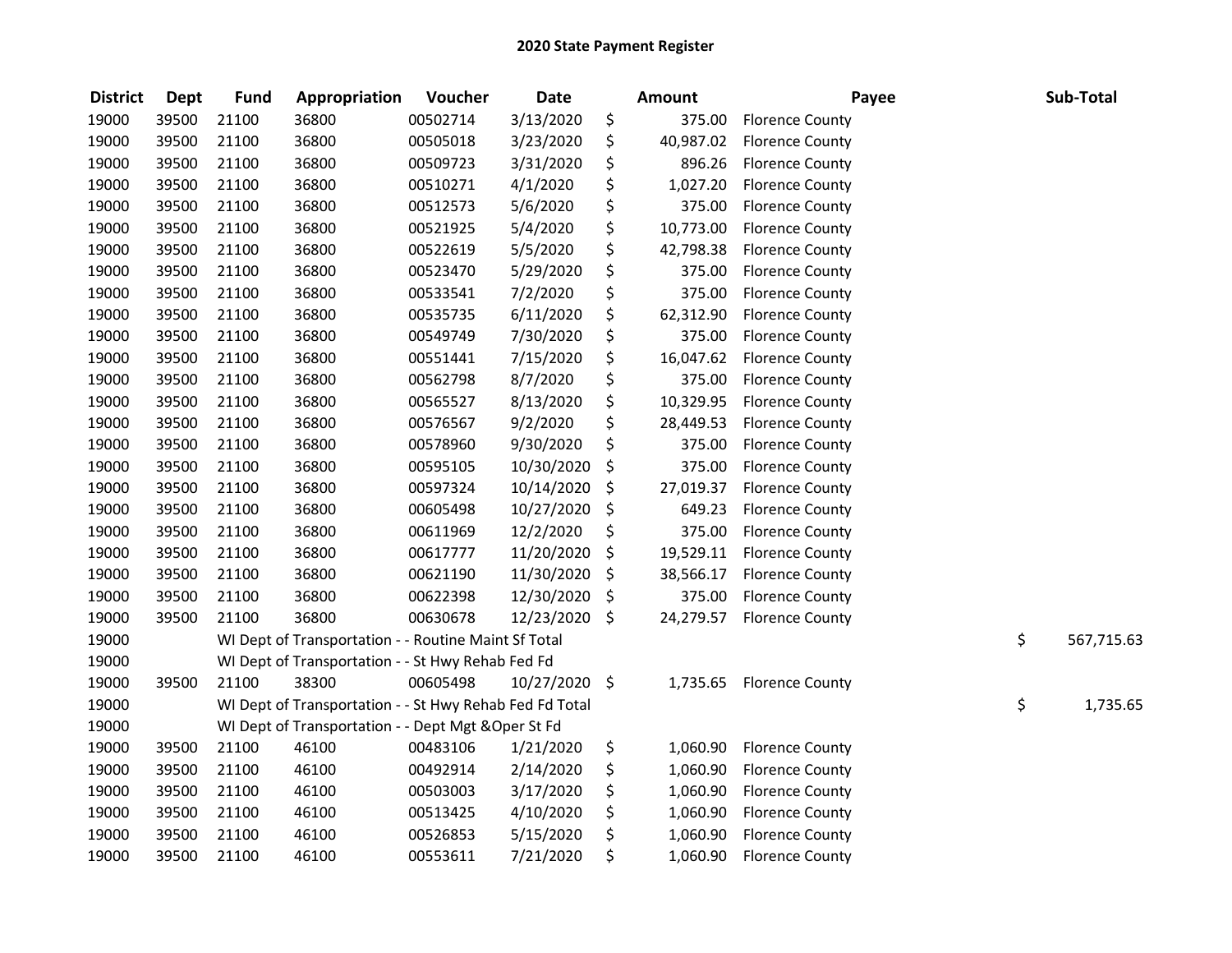# 2020 State Payment Register

| District | Dept | Fund | Appropriation | Voucher | Date | Amount | Payee | Sub-Total |
|---|---|---|---|---|---|---|---|---|
| 19000 | 39500 | 21100 | 36800 | 00502714 | 3/13/2020 | $ 375.00 | Florence County | |
| 19000 | 39500 | 21100 | 36800 | 00505018 | 3/23/2020 | $ 40,987.02 | Florence County | |
| 19000 | 39500 | 21100 | 36800 | 00509723 | 3/31/2020 | $ 896.26 | Florence County | |
| 19000 | 39500 | 21100 | 36800 | 00510271 | 4/1/2020 | $ 1,027.20 | Florence County | |
| 19000 | 39500 | 21100 | 36800 | 00512573 | 5/6/2020 | $ 375.00 | Florence County | |
| 19000 | 39500 | 21100 | 36800 | 00521925 | 5/4/2020 | $ 10,773.00 | Florence County | |
| 19000 | 39500 | 21100 | 36800 | 00522619 | 5/5/2020 | $ 42,798.38 | Florence County | |
| 19000 | 39500 | 21100 | 36800 | 00523470 | 5/29/2020 | $ 375.00 | Florence County | |
| 19000 | 39500 | 21100 | 36800 | 00533541 | 7/2/2020 | $ 375.00 | Florence County | |
| 19000 | 39500 | 21100 | 36800 | 00535735 | 6/11/2020 | $ 62,312.90 | Florence County | |
| 19000 | 39500 | 21100 | 36800 | 00549749 | 7/30/2020 | $ 375.00 | Florence County | |
| 19000 | 39500 | 21100 | 36800 | 00551441 | 7/15/2020 | $ 16,047.62 | Florence County | |
| 19000 | 39500 | 21100 | 36800 | 00562798 | 8/7/2020 | $ 375.00 | Florence County | |
| 19000 | 39500 | 21100 | 36800 | 00565527 | 8/13/2020 | $ 10,329.95 | Florence County | |
| 19000 | 39500 | 21100 | 36800 | 00576567 | 9/2/2020 | $ 28,449.53 | Florence County | |
| 19000 | 39500 | 21100 | 36800 | 00578960 | 9/30/2020 | $ 375.00 | Florence County | |
| 19000 | 39500 | 21100 | 36800 | 00595105 | 10/30/2020 | $ 375.00 | Florence County | |
| 19000 | 39500 | 21100 | 36800 | 00597324 | 10/14/2020 | $ 27,019.37 | Florence County | |
| 19000 | 39500 | 21100 | 36800 | 00605498 | 10/27/2020 | $ 649.23 | Florence County | |
| 19000 | 39500 | 21100 | 36800 | 00611969 | 12/2/2020 | $ 375.00 | Florence County | |
| 19000 | 39500 | 21100 | 36800 | 00617777 | 11/20/2020 | $ 19,529.11 | Florence County | |
| 19000 | 39500 | 21100 | 36800 | 00621190 | 11/30/2020 | $ 38,566.17 | Florence County | |
| 19000 | 39500 | 21100 | 36800 | 00622398 | 12/30/2020 | $ 375.00 | Florence County | |
| 19000 | 39500 | 21100 | 36800 | 00630678 | 12/23/2020 | $ 24,279.57 | Florence County | |
| 19000 | | WI Dept of Transportation - - Routine Maint Sf Total | | | | | | $ 567,715.63 |
| 19000 | | WI Dept of Transportation - - St Hwy Rehab Fed Fd | | | | | | |
| 19000 | 39500 | 21100 | 38300 | 00605498 | 10/27/2020 | $ 1,735.65 | Florence County | |
| 19000 | | WI Dept of Transportation - - St Hwy Rehab Fed Fd Total | | | | | | $ 1,735.65 |
| 19000 | | WI Dept of Transportation - - Dept Mgt &Oper St Fd | | | | | | |
| 19000 | 39500 | 21100 | 46100 | 00483106 | 1/21/2020 | $ 1,060.90 | Florence County | |
| 19000 | 39500 | 21100 | 46100 | 00492914 | 2/14/2020 | $ 1,060.90 | Florence County | |
| 19000 | 39500 | 21100 | 46100 | 00503003 | 3/17/2020 | $ 1,060.90 | Florence County | |
| 19000 | 39500 | 21100 | 46100 | 00513425 | 4/10/2020 | $ 1,060.90 | Florence County | |
| 19000 | 39500 | 21100 | 46100 | 00526853 | 5/15/2020 | $ 1,060.90 | Florence County | |
| 19000 | 39500 | 21100 | 46100 | 00553611 | 7/21/2020 | $ 1,060.90 | Florence County | |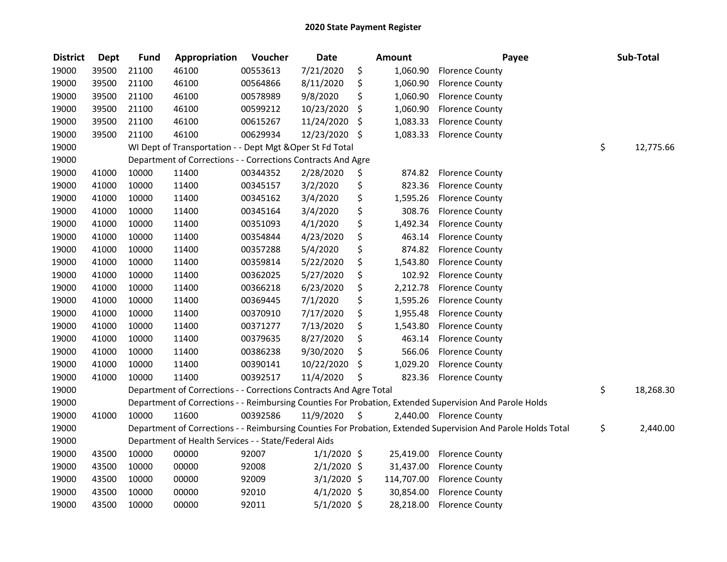# 2020 State Payment Register

| District | Dept | Fund | Appropriation | Voucher | Date | Amount | Payee | Sub-Total |
|---|---|---|---|---|---|---|---|---|
| 19000 | 39500 | 21100 | 46100 | 00553613 | 7/21/2020 | $ 1,060.90 | Florence County | |
| 19000 | 39500 | 21100 | 46100 | 00564866 | 8/11/2020 | $ 1,060.90 | Florence County | |
| 19000 | 39500 | 21100 | 46100 | 00578989 | 9/8/2020 | $ 1,060.90 | Florence County | |
| 19000 | 39500 | 21100 | 46100 | 00599212 | 10/23/2020 | $ 1,060.90 | Florence County | |
| 19000 | 39500 | 21100 | 46100 | 00615267 | 11/24/2020 | $ 1,083.33 | Florence County | |
| 19000 | 39500 | 21100 | 46100 | 00629934 | 12/23/2020 | $ 1,083.33 | Florence County | |
| 19000 | | WI Dept of Transportation - - Dept Mgt &Oper St Fd Total | | | | | | $ 12,775.66 |
| 19000 | | Department of Corrections - - Corrections Contracts And Agre | | | | | | |
| 19000 | 41000 | 10000 | 11400 | 00344352 | 2/28/2020 | $ 874.82 | Florence County | |
| 19000 | 41000 | 10000 | 11400 | 00345157 | 3/2/2020 | $ 823.36 | Florence County | |
| 19000 | 41000 | 10000 | 11400 | 00345162 | 3/4/2020 | $ 1,595.26 | Florence County | |
| 19000 | 41000 | 10000 | 11400 | 00345164 | 3/4/2020 | $ 308.76 | Florence County | |
| 19000 | 41000 | 10000 | 11400 | 00351093 | 4/1/2020 | $ 1,492.34 | Florence County | |
| 19000 | 41000 | 10000 | 11400 | 00354844 | 4/23/2020 | $ 463.14 | Florence County | |
| 19000 | 41000 | 10000 | 11400 | 00357288 | 5/4/2020 | $ 874.82 | Florence County | |
| 19000 | 41000 | 10000 | 11400 | 00359814 | 5/22/2020 | $ 1,543.80 | Florence County | |
| 19000 | 41000 | 10000 | 11400 | 00362025 | 5/27/2020 | $ 102.92 | Florence County | |
| 19000 | 41000 | 10000 | 11400 | 00366218 | 6/23/2020 | $ 2,212.78 | Florence County | |
| 19000 | 41000 | 10000 | 11400 | 00369445 | 7/1/2020 | $ 1,595.26 | Florence County | |
| 19000 | 41000 | 10000 | 11400 | 00370910 | 7/17/2020 | $ 1,955.48 | Florence County | |
| 19000 | 41000 | 10000 | 11400 | 00371277 | 7/13/2020 | $ 1,543.80 | Florence County | |
| 19000 | 41000 | 10000 | 11400 | 00379635 | 8/27/2020 | $ 463.14 | Florence County | |
| 19000 | 41000 | 10000 | 11400 | 00386238 | 9/30/2020 | $ 566.06 | Florence County | |
| 19000 | 41000 | 10000 | 11400 | 00390141 | 10/22/2020 | $ 1,029.20 | Florence County | |
| 19000 | 41000 | 10000 | 11400 | 00392517 | 11/4/2020 | $ 823.36 | Florence County | |
| 19000 | | Department of Corrections - - Corrections Contracts And Agre Total | | | | | | $ 18,268.30 |
| 19000 | | Department of Corrections - - Reimbursing Counties For Probation, Extended Supervision And Parole Holds | | | | | | |
| 19000 | 41000 | 10000 | 11600 | 00392586 | 11/9/2020 | $ 2,440.00 | Florence County | |
| 19000 | | Department of Corrections - - Reimbursing Counties For Probation, Extended Supervision And Parole Holds Total | | | | | | $ 2,440.00 |
| 19000 | | Department of Health Services - - State/Federal Aids | | | | | | |
| 19000 | 43500 | 10000 | 00000 | 92007 | 1/1/2020 | $ 25,419.00 | Florence County | |
| 19000 | 43500 | 10000 | 00000 | 92008 | 2/1/2020 | $ 31,437.00 | Florence County | |
| 19000 | 43500 | 10000 | 00000 | 92009 | 3/1/2020 | $ 114,707.00 | Florence County | |
| 19000 | 43500 | 10000 | 00000 | 92010 | 4/1/2020 | $ 30,854.00 | Florence County | |
| 19000 | 43500 | 10000 | 00000 | 92011 | 5/1/2020 | $ 28,218.00 | Florence County | |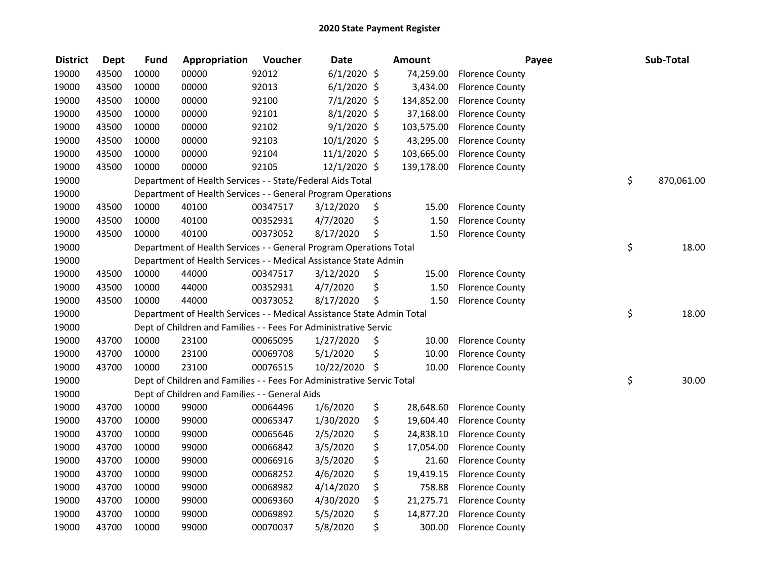# 2020 State Payment Register

| District | Dept | Fund | Appropriation | Voucher | Date | Amount | Payee | Sub-Total |
|---|---|---|---|---|---|---|---|---|
| 19000 | 43500 | 10000 | 00000 | 92012 | 6/1/2020 | $ 74,259.00 | Florence County | |
| 19000 | 43500 | 10000 | 00000 | 92013 | 6/1/2020 | $ 3,434.00 | Florence County | |
| 19000 | 43500 | 10000 | 00000 | 92100 | 7/1/2020 | $ 134,852.00 | Florence County | |
| 19000 | 43500 | 10000 | 00000 | 92101 | 8/1/2020 | $ 37,168.00 | Florence County | |
| 19000 | 43500 | 10000 | 00000 | 92102 | 9/1/2020 | $ 103,575.00 | Florence County | |
| 19000 | 43500 | 10000 | 00000 | 92103 | 10/1/2020 | $ 43,295.00 | Florence County | |
| 19000 | 43500 | 10000 | 00000 | 92104 | 11/1/2020 | $ 103,665.00 | Florence County | |
| 19000 | 43500 | 10000 | 00000 | 92105 | 12/1/2020 | $ 139,178.00 | Florence County | |
| 19000 | | Department of Health Services - - State/Federal Aids Total | | | | | | $ 870,061.00 |
| 19000 | | Department of Health Services - - General Program Operations | | | | | | |
| 19000 | 43500 | 10000 | 40100 | 00347517 | 3/12/2020 | $ 15.00 | Florence County | |
| 19000 | 43500 | 10000 | 40100 | 00352931 | 4/7/2020 | $ 1.50 | Florence County | |
| 19000 | 43500 | 10000 | 40100 | 00373052 | 8/17/2020 | $ 1.50 | Florence County | |
| 19000 | | Department of Health Services - - General Program Operations Total | | | | | | $ 18.00 |
| 19000 | | Department of Health Services - - Medical Assistance State Admin | | | | | | |
| 19000 | 43500 | 10000 | 44000 | 00347517 | 3/12/2020 | $ 15.00 | Florence County | |
| 19000 | 43500 | 10000 | 44000 | 00352931 | 4/7/2020 | $ 1.50 | Florence County | |
| 19000 | 43500 | 10000 | 44000 | 00373052 | 8/17/2020 | $ 1.50 | Florence County | |
| 19000 | | Department of Health Services - - Medical Assistance State Admin Total | | | | | | $ 18.00 |
| 19000 | | Dept of Children and Families - - Fees For Administrative Servic | | | | | | |
| 19000 | 43700 | 10000 | 23100 | 00065095 | 1/27/2020 | $ 10.00 | Florence County | |
| 19000 | 43700 | 10000 | 23100 | 00069708 | 5/1/2020 | $ 10.00 | Florence County | |
| 19000 | 43700 | 10000 | 23100 | 00076515 | 10/22/2020 | $ 10.00 | Florence County | |
| 19000 | | Dept of Children and Families - - Fees For Administrative Servic Total | | | | | | $ 30.00 |
| 19000 | | Dept of Children and Families - - General Aids | | | | | | |
| 19000 | 43700 | 10000 | 99000 | 00064496 | 1/6/2020 | $ 28,648.60 | Florence County | |
| 19000 | 43700 | 10000 | 99000 | 00065347 | 1/30/2020 | $ 19,604.40 | Florence County | |
| 19000 | 43700 | 10000 | 99000 | 00065646 | 2/5/2020 | $ 24,838.10 | Florence County | |
| 19000 | 43700 | 10000 | 99000 | 00066842 | 3/5/2020 | $ 17,054.00 | Florence County | |
| 19000 | 43700 | 10000 | 99000 | 00066916 | 3/5/2020 | $ 21.60 | Florence County | |
| 19000 | 43700 | 10000 | 99000 | 00068252 | 4/6/2020 | $ 19,419.15 | Florence County | |
| 19000 | 43700 | 10000 | 99000 | 00068982 | 4/14/2020 | $ 758.88 | Florence County | |
| 19000 | 43700 | 10000 | 99000 | 00069360 | 4/30/2020 | $ 21,275.71 | Florence County | |
| 19000 | 43700 | 10000 | 99000 | 00069892 | 5/5/2020 | $ 14,877.20 | Florence County | |
| 19000 | 43700 | 10000 | 99000 | 00070037 | 5/8/2020 | $ 300.00 | Florence County | |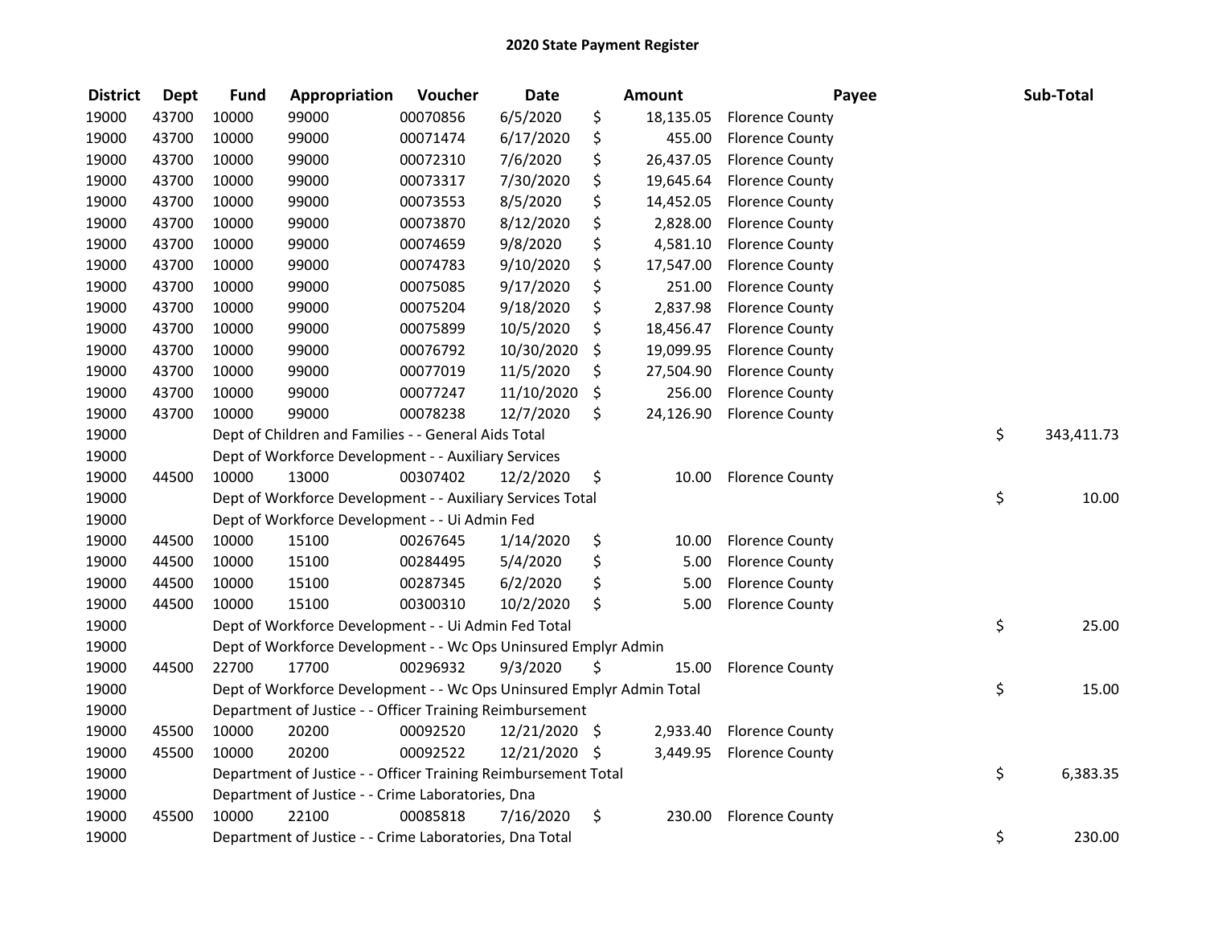# 2020 State Payment Register

| District | Dept | Fund | Appropriation | Voucher | Date | Amount | Payee | Sub-Total |
|---|---|---|---|---|---|---|---|---|
| 19000 | 43700 | 10000 | 99000 | 00070856 | 6/5/2020 | $ 18,135.05 | Florence County | |
| 19000 | 43700 | 10000 | 99000 | 00071474 | 6/17/2020 | $ 455.00 | Florence County | |
| 19000 | 43700 | 10000 | 99000 | 00072310 | 7/6/2020 | $ 26,437.05 | Florence County | |
| 19000 | 43700 | 10000 | 99000 | 00073317 | 7/30/2020 | $ 19,645.64 | Florence County | |
| 19000 | 43700 | 10000 | 99000 | 00073553 | 8/5/2020 | $ 14,452.05 | Florence County | |
| 19000 | 43700 | 10000 | 99000 | 00073870 | 8/12/2020 | $ 2,828.00 | Florence County | |
| 19000 | 43700 | 10000 | 99000 | 00074659 | 9/8/2020 | $ 4,581.10 | Florence County | |
| 19000 | 43700 | 10000 | 99000 | 00074783 | 9/10/2020 | $ 17,547.00 | Florence County | |
| 19000 | 43700 | 10000 | 99000 | 00075085 | 9/17/2020 | $ 251.00 | Florence County | |
| 19000 | 43700 | 10000 | 99000 | 00075204 | 9/18/2020 | $ 2,837.98 | Florence County | |
| 19000 | 43700 | 10000 | 99000 | 00075899 | 10/5/2020 | $ 18,456.47 | Florence County | |
| 19000 | 43700 | 10000 | 99000 | 00076792 | 10/30/2020 | $ 19,099.95 | Florence County | |
| 19000 | 43700 | 10000 | 99000 | 00077019 | 11/5/2020 | $ 27,504.90 | Florence County | |
| 19000 | 43700 | 10000 | 99000 | 00077247 | 11/10/2020 | $ 256.00 | Florence County | |
| 19000 | 43700 | 10000 | 99000 | 00078238 | 12/7/2020 | $ 24,126.90 | Florence County | |
| 19000 | | Dept of Children and Families - - General Aids Total | | | | | | $ 343,411.73 |
| 19000 | | Dept of Workforce Development - - Auxiliary Services | | | | | | |
| 19000 | 44500 | 10000 | 13000 | 00307402 | 12/2/2020 | $ 10.00 | Florence County | |
| 19000 | | Dept of Workforce Development - - Auxiliary Services Total | | | | | | $ 10.00 |
| 19000 | | Dept of Workforce Development - - Ui Admin Fed | | | | | | |
| 19000 | 44500 | 10000 | 15100 | 00267645 | 1/14/2020 | $ 10.00 | Florence County | |
| 19000 | 44500 | 10000 | 15100 | 00284495 | 5/4/2020 | $ 5.00 | Florence County | |
| 19000 | 44500 | 10000 | 15100 | 00287345 | 6/2/2020 | $ 5.00 | Florence County | |
| 19000 | 44500 | 10000 | 15100 | 00300310 | 10/2/2020 | $ 5.00 | Florence County | |
| 19000 | | Dept of Workforce Development - - Ui Admin Fed Total | | | | | | $ 25.00 |
| 19000 | | Dept of Workforce Development - - Wc Ops Uninsured Emplyr Admin | | | | | | |
| 19000 | 44500 | 22700 | 17700 | 00296932 | 9/3/2020 | $ 15.00 | Florence County | |
| 19000 | | Dept of Workforce Development - - Wc Ops Uninsured Emplyr Admin Total | | | | | | $ 15.00 |
| 19000 | | Department of Justice - - Officer Training Reimbursement | | | | | | |
| 19000 | 45500 | 10000 | 20200 | 00092520 | 12/21/2020 | $ 2,933.40 | Florence County | |
| 19000 | 45500 | 10000 | 20200 | 00092522 | 12/21/2020 | $ 3,449.95 | Florence County | |
| 19000 | | Department of Justice - - Officer Training Reimbursement Total | | | | | | $ 6,383.35 |
| 19000 | | Department of Justice - - Crime Laboratories, Dna | | | | | | |
| 19000 | 45500 | 10000 | 22100 | 00085818 | 7/16/2020 | $ 230.00 | Florence County | |
| 19000 | | Department of Justice - - Crime Laboratories, Dna Total | | | | | | $ 230.00 |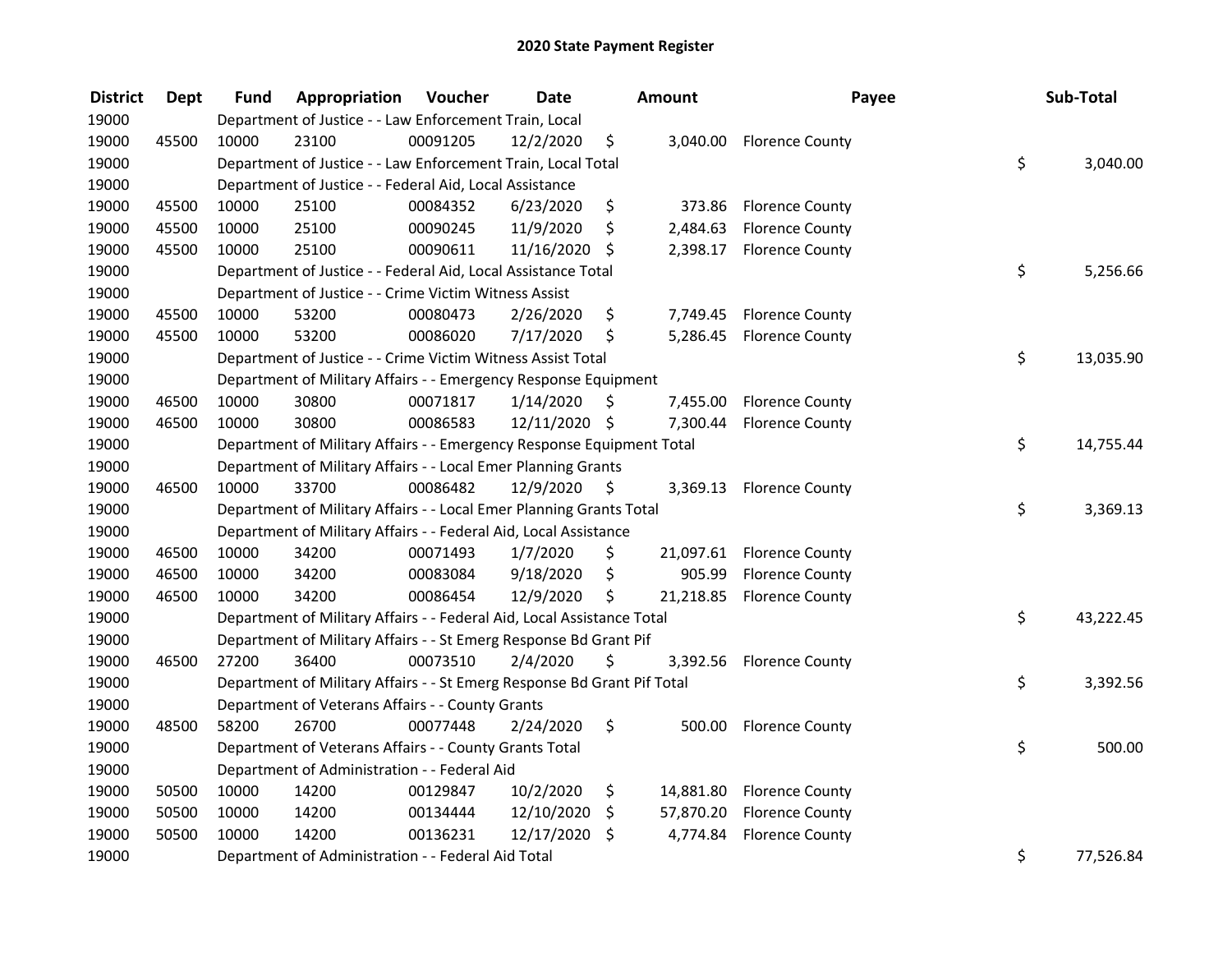# 2020 State Payment Register

| District | Dept | Fund | Appropriation | Voucher | Date | Amount | Payee | Sub-Total |
|---|---|---|---|---|---|---|---|---|
| 19000 | | Department of Justice - - Law Enforcement Train, Local | | | | | | |
| 19000 | 45500 | 10000 | 23100 | 00091205 | 12/2/2020 | $ 3,040.00 | Florence County | |
| 19000 | | Department of Justice - - Law Enforcement Train, Local Total | | | | | | $ 3,040.00 |
| 19000 | | Department of Justice - - Federal Aid, Local Assistance | | | | | | |
| 19000 | 45500 | 10000 | 25100 | 00084352 | 6/23/2020 | $ 373.86 | Florence County | |
| 19000 | 45500 | 10000 | 25100 | 00090245 | 11/9/2020 | $ 2,484.63 | Florence County | |
| 19000 | 45500 | 10000 | 25100 | 00090611 | 11/16/2020 | $ 2,398.17 | Florence County | |
| 19000 | | Department of Justice - - Federal Aid, Local Assistance Total | | | | | | $ 5,256.66 |
| 19000 | | Department of Justice - - Crime Victim Witness Assist | | | | | | |
| 19000 | 45500 | 10000 | 53200 | 00080473 | 2/26/2020 | $ 7,749.45 | Florence County | |
| 19000 | 45500 | 10000 | 53200 | 00086020 | 7/17/2020 | $ 5,286.45 | Florence County | |
| 19000 | | Department of Justice - - Crime Victim Witness Assist Total | | | | | | $ 13,035.90 |
| 19000 | | Department of Military Affairs - - Emergency Response Equipment | | | | | | |
| 19000 | 46500 | 10000 | 30800 | 00071817 | 1/14/2020 | $ 7,455.00 | Florence County | |
| 19000 | 46500 | 10000 | 30800 | 00086583 | 12/11/2020 | $ 7,300.44 | Florence County | |
| 19000 | | Department of Military Affairs - - Emergency Response Equipment Total | | | | | | $ 14,755.44 |
| 19000 | | Department of Military Affairs - - Local Emer Planning Grants | | | | | | |
| 19000 | 46500 | 10000 | 33700 | 00086482 | 12/9/2020 | $ 3,369.13 | Florence County | |
| 19000 | | Department of Military Affairs - - Local Emer Planning Grants Total | | | | | | $ 3,369.13 |
| 19000 | | Department of Military Affairs - - Federal Aid, Local Assistance | | | | | | |
| 19000 | 46500 | 10000 | 34200 | 00071493 | 1/7/2020 | $ 21,097.61 | Florence County | |
| 19000 | 46500 | 10000 | 34200 | 00083084 | 9/18/2020 | $ 905.99 | Florence County | |
| 19000 | 46500 | 10000 | 34200 | 00086454 | 12/9/2020 | $ 21,218.85 | Florence County | |
| 19000 | | Department of Military Affairs - - Federal Aid, Local Assistance Total | | | | | | $ 43,222.45 |
| 19000 | | Department of Military Affairs - - St Emerg Response Bd Grant Pif | | | | | | |
| 19000 | 46500 | 27200 | 36400 | 00073510 | 2/4/2020 | $ 3,392.56 | Florence County | |
| 19000 | | Department of Military Affairs - - St Emerg Response Bd Grant Pif Total | | | | | | $ 3,392.56 |
| 19000 | | Department of Veterans Affairs - - County Grants | | | | | | |
| 19000 | 48500 | 58200 | 26700 | 00077448 | 2/24/2020 | $ 500.00 | Florence County | |
| 19000 | | Department of Veterans Affairs - - County Grants Total | | | | | | $ 500.00 |
| 19000 | | Department of Administration - - Federal Aid | | | | | | |
| 19000 | 50500 | 10000 | 14200 | 00129847 | 10/2/2020 | $ 14,881.80 | Florence County | |
| 19000 | 50500 | 10000 | 14200 | 00134444 | 12/10/2020 | $ 57,870.20 | Florence County | |
| 19000 | 50500 | 10000 | 14200 | 00136231 | 12/17/2020 | $ 4,774.84 | Florence County | |
| 19000 | | Department of Administration - - Federal Aid Total | | | | | | $ 77,526.84 |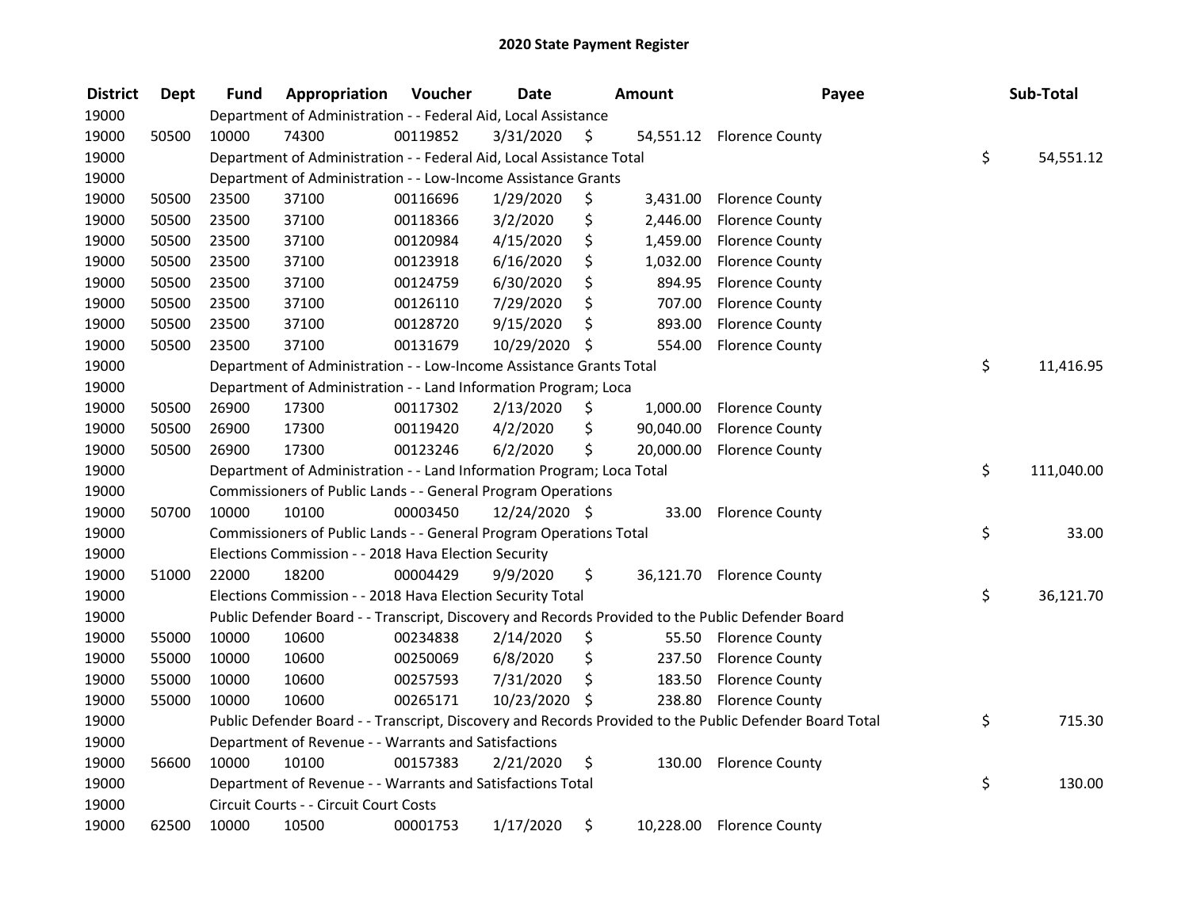# 2020 State Payment Register

| District | Dept | Fund | Appropriation | Voucher | Date | Amount | Payee | Sub-Total |
|---|---|---|---|---|---|---|---|---|
| 19000 | | Department of Administration - - Federal Aid, Local Assistance | | | | | | |
| 19000 | 50500 | 10000 | 74300 | 00119852 | 3/31/2020 | $ 54,551.12 | Florence County | |
| 19000 | | Department of Administration - - Federal Aid, Local Assistance Total | | | | | | $ 54,551.12 |
| 19000 | | Department of Administration - - Low-Income Assistance Grants | | | | | | |
| 19000 | 50500 | 23500 | 37100 | 00116696 | 1/29/2020 | $ 3,431.00 | Florence County | |
| 19000 | 50500 | 23500 | 37100 | 00118366 | 3/2/2020 | $ 2,446.00 | Florence County | |
| 19000 | 50500 | 23500 | 37100 | 00120984 | 4/15/2020 | $ 1,459.00 | Florence County | |
| 19000 | 50500 | 23500 | 37100 | 00123918 | 6/16/2020 | $ 1,032.00 | Florence County | |
| 19000 | 50500 | 23500 | 37100 | 00124759 | 6/30/2020 | $ 894.95 | Florence County | |
| 19000 | 50500 | 23500 | 37100 | 00126110 | 7/29/2020 | $ 707.00 | Florence County | |
| 19000 | 50500 | 23500 | 37100 | 00128720 | 9/15/2020 | $ 893.00 | Florence County | |
| 19000 | 50500 | 23500 | 37100 | 00131679 | 10/29/2020 | $ 554.00 | Florence County | |
| 19000 | | Department of Administration - - Low-Income Assistance Grants Total | | | | | | $ 11,416.95 |
| 19000 | | Department of Administration - - Land Information Program; Loca | | | | | | |
| 19000 | 50500 | 26900 | 17300 | 00117302 | 2/13/2020 | $ 1,000.00 | Florence County | |
| 19000 | 50500 | 26900 | 17300 | 00119420 | 4/2/2020 | $ 90,040.00 | Florence County | |
| 19000 | 50500 | 26900 | 17300 | 00123246 | 6/2/2020 | $ 20,000.00 | Florence County | |
| 19000 | | Department of Administration - - Land Information Program; Loca Total | | | | | | $ 111,040.00 |
| 19000 | | Commissioners of Public Lands - - General Program Operations | | | | | | |
| 19000 | 50700 | 10000 | 10100 | 00003450 | 12/24/2020 | $ 33.00 | Florence County | |
| 19000 | | Commissioners of Public Lands - - General Program Operations Total | | | | | | $ 33.00 |
| 19000 | | Elections Commission - - 2018 Hava Election Security | | | | | | |
| 19000 | 51000 | 22000 | 18200 | 00004429 | 9/9/2020 | $ 36,121.70 | Florence County | |
| 19000 | | Elections Commission - - 2018 Hava Election Security Total | | | | | | $ 36,121.70 |
| 19000 | | Public Defender Board - - Transcript, Discovery and Records Provided to the Public Defender Board | | | | | | |
| 19000 | 55000 | 10000 | 10600 | 00234838 | 2/14/2020 | $ 55.50 | Florence County | |
| 19000 | 55000 | 10000 | 10600 | 00250069 | 6/8/2020 | $ 237.50 | Florence County | |
| 19000 | 55000 | 10000 | 10600 | 00257593 | 7/31/2020 | $ 183.50 | Florence County | |
| 19000 | 55000 | 10000 | 10600 | 00265171 | 10/23/2020 | $ 238.80 | Florence County | |
| 19000 | | Public Defender Board - - Transcript, Discovery and Records Provided to the Public Defender Board Total | | | | | | $ 715.30 |
| 19000 | | Department of Revenue - - Warrants and Satisfactions | | | | | | |
| 19000 | 56600 | 10000 | 10100 | 00157383 | 2/21/2020 | $ 130.00 | Florence County | |
| 19000 | | Department of Revenue - - Warrants and Satisfactions Total | | | | | | $ 130.00 |
| 19000 | | Circuit Courts - - Circuit Court Costs | | | | | | |
| 19000 | 62500 | 10000 | 10500 | 00001753 | 1/17/2020 | $ 10,228.00 | Florence County | |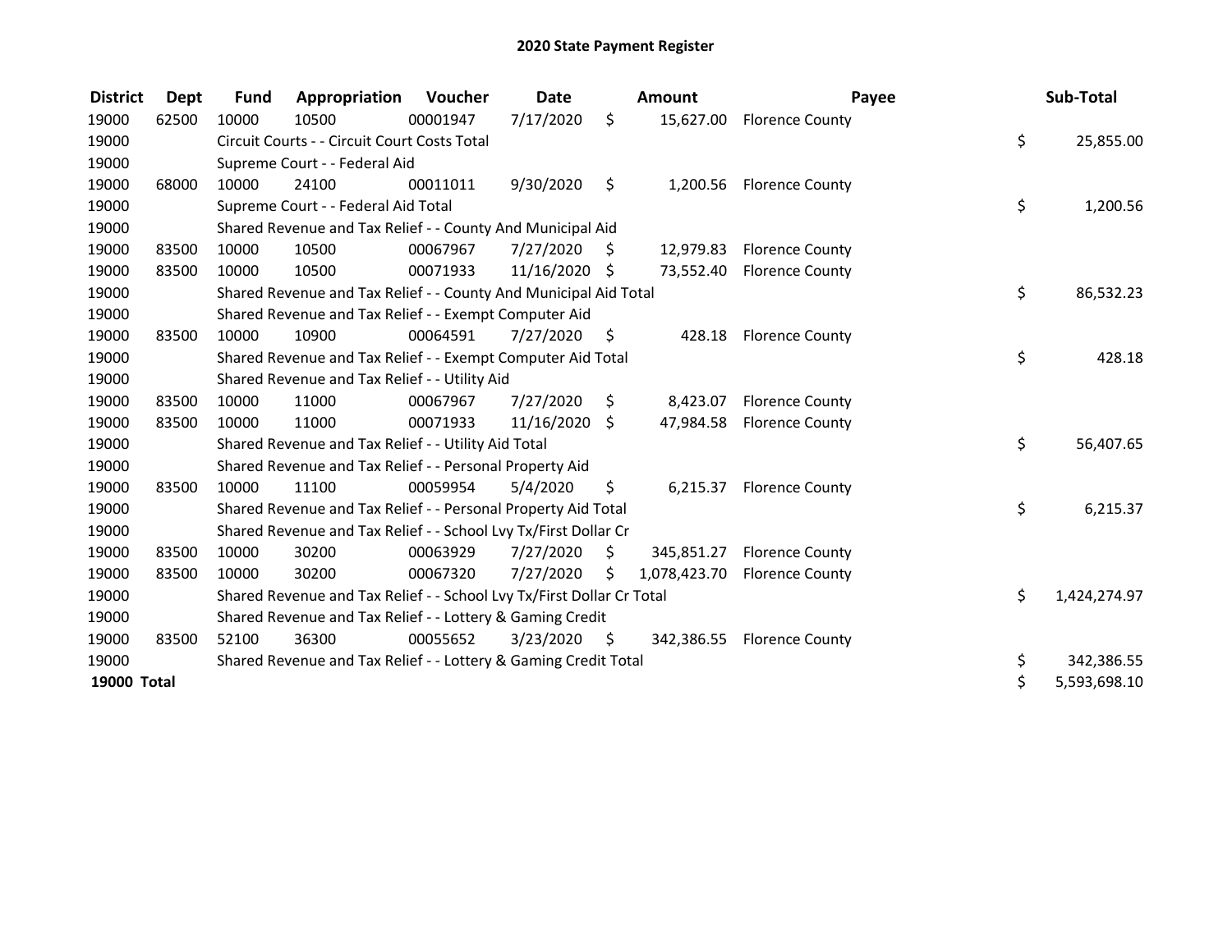# 2020 State Payment Register

| District | Dept | Fund | Appropriation | Voucher | Date | Amount | Payee | Sub-Total |
|---|---|---|---|---|---|---|---|---|
| 19000 | 62500 | 10000 | 10500 | 00001947 | 7/17/2020 | $ 15,627.00 | Florence County | |
| 19000 | | Circuit Courts - - Circuit Court Costs Total | | | | | | $ 25,855.00 |
| 19000 | | Supreme Court - - Federal Aid | | | | | | |
| 19000 | 68000 | 10000 | 24100 | 00011011 | 9/30/2020 | $ 1,200.56 | Florence County | |
| 19000 | | Supreme Court - - Federal Aid Total | | | | | | $ 1,200.56 |
| 19000 | | Shared Revenue and Tax Relief - - County And Municipal Aid | | | | | | |
| 19000 | 83500 | 10000 | 10500 | 00067967 | 7/27/2020 | $ 12,979.83 | Florence County | |
| 19000 | 83500 | 10000 | 10500 | 00071933 | 11/16/2020 | $ 73,552.40 | Florence County | |
| 19000 | | Shared Revenue and Tax Relief - - County And Municipal Aid Total | | | | | | $ 86,532.23 |
| 19000 | | Shared Revenue and Tax Relief - - Exempt Computer Aid | | | | | | |
| 19000 | 83500 | 10000 | 10900 | 00064591 | 7/27/2020 | $ 428.18 | Florence County | |
| 19000 | | Shared Revenue and Tax Relief - - Exempt Computer Aid Total | | | | | | $ 428.18 |
| 19000 | | Shared Revenue and Tax Relief - - Utility Aid | | | | | | |
| 19000 | 83500 | 10000 | 11000 | 00067967 | 7/27/2020 | $ 8,423.07 | Florence County | |
| 19000 | 83500 | 10000 | 11000 | 00071933 | 11/16/2020 | $ 47,984.58 | Florence County | |
| 19000 | | Shared Revenue and Tax Relief - - Utility Aid Total | | | | | | $ 56,407.65 |
| 19000 | | Shared Revenue and Tax Relief - - Personal Property Aid | | | | | | |
| 19000 | 83500 | 10000 | 11100 | 00059954 | 5/4/2020 | $ 6,215.37 | Florence County | |
| 19000 | | Shared Revenue and Tax Relief - - Personal Property Aid Total | | | | | | $ 6,215.37 |
| 19000 | | Shared Revenue and Tax Relief - - School Lvy Tx/First Dollar Cr | | | | | | |
| 19000 | 83500 | 10000 | 30200 | 00063929 | 7/27/2020 | $ 345,851.27 | Florence County | |
| 19000 | 83500 | 10000 | 30200 | 00067320 | 7/27/2020 | $ 1,078,423.70 | Florence County | |
| 19000 | | Shared Revenue and Tax Relief - - School Lvy Tx/First Dollar Cr Total | | | | | | $ 1,424,274.97 |
| 19000 | | Shared Revenue and Tax Relief - - Lottery & Gaming Credit | | | | | | |
| 19000 | 83500 | 52100 | 36300 | 00055652 | 3/23/2020 | $ 342,386.55 | Florence County | |
| 19000 | | Shared Revenue and Tax Relief - - Lottery & Gaming Credit Total | | | | | | $ 342,386.55 |
| **19000 Total** | | | | | | | | $ 5,593,698.10 |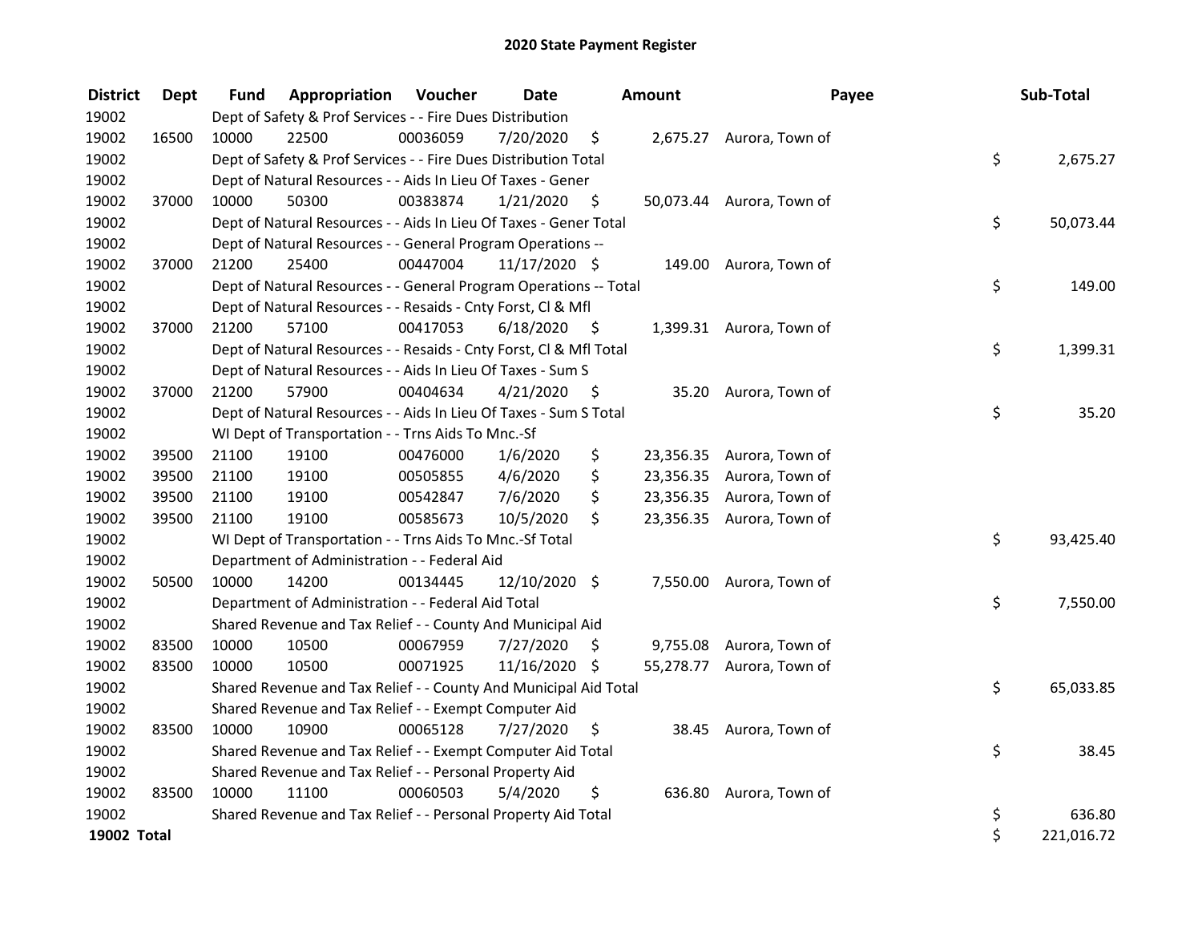## 2020 State Payment Register

| District | Dept | Fund | Appropriation | Voucher | Date | Amount | Payee | Sub-Total |
|---|---|---|---|---|---|---|---|---|
| 19002 | | Dept of Safety & Prof Services - - Fire Dues Distribution | | | | | | |
| 19002 | 16500 | 10000 | 22500 | 00036059 | 7/20/2020 | $ 2,675.27 | Aurora, Town of | |
| 19002 | | Dept of Safety & Prof Services - - Fire Dues Distribution Total | | | | | | $ 2,675.27 |
| 19002 | | Dept of Natural Resources - - Aids In Lieu Of Taxes - Gener | | | | | | |
| 19002 | 37000 | 10000 | 50300 | 00383874 | 1/21/2020 | $ 50,073.44 | Aurora, Town of | |
| 19002 | | Dept of Natural Resources - - Aids In Lieu Of Taxes - Gener Total | | | | | | $ 50,073.44 |
| 19002 | | Dept of Natural Resources - - General Program Operations -- | | | | | | |
| 19002 | 37000 | 21200 | 25400 | 00447004 | 11/17/2020 | $ 149.00 | Aurora, Town of | |
| 19002 | | Dept of Natural Resources - - General Program Operations -- Total | | | | | | $ 149.00 |
| 19002 | | Dept of Natural Resources - - Resaids - Cnty Forst, Cl & Mfl | | | | | | |
| 19002 | 37000 | 21200 | 57100 | 00417053 | 6/18/2020 | $ 1,399.31 | Aurora, Town of | |
| 19002 | | Dept of Natural Resources - - Resaids - Cnty Forst, Cl & Mfl Total | | | | | | $ 1,399.31 |
| 19002 | | Dept of Natural Resources - - Aids In Lieu Of Taxes - Sum S | | | | | | |
| 19002 | 37000 | 21200 | 57900 | 00404634 | 4/21/2020 | $ 35.20 | Aurora, Town of | |
| 19002 | | Dept of Natural Resources - - Aids In Lieu Of Taxes - Sum S Total | | | | | | $ 35.20 |
| 19002 | | WI Dept of Transportation - - Trns Aids To Mnc.-Sf | | | | | | |
| 19002 | 39500 | 21100 | 19100 | 00476000 | 1/6/2020 | $ 23,356.35 | Aurora, Town of | |
| 19002 | 39500 | 21100 | 19100 | 00505855 | 4/6/2020 | $ 23,356.35 | Aurora, Town of | |
| 19002 | 39500 | 21100 | 19100 | 00542847 | 7/6/2020 | $ 23,356.35 | Aurora, Town of | |
| 19002 | 39500 | 21100 | 19100 | 00585673 | 10/5/2020 | $ 23,356.35 | Aurora, Town of | |
| 19002 | | WI Dept of Transportation - - Trns Aids To Mnc.-Sf Total | | | | | | $ 93,425.40 |
| 19002 | | Department of Administration - - Federal Aid | | | | | | |
| 19002 | 50500 | 10000 | 14200 | 00134445 | 12/10/2020 | $ 7,550.00 | Aurora, Town of | |
| 19002 | | Department of Administration - - Federal Aid Total | | | | | | $ 7,550.00 |
| 19002 | | Shared Revenue and Tax Relief - - County And Municipal Aid | | | | | | |
| 19002 | 83500 | 10000 | 10500 | 00067959 | 7/27/2020 | $ 9,755.08 | Aurora, Town of | |
| 19002 | 83500 | 10000 | 10500 | 00071925 | 11/16/2020 | $ 55,278.77 | Aurora, Town of | |
| 19002 | | Shared Revenue and Tax Relief - - County And Municipal Aid Total | | | | | | $ 65,033.85 |
| 19002 | | Shared Revenue and Tax Relief - - Exempt Computer Aid | | | | | | |
| 19002 | 83500 | 10000 | 10900 | 00065128 | 7/27/2020 | $ 38.45 | Aurora, Town of | |
| 19002 | | Shared Revenue and Tax Relief - - Exempt Computer Aid Total | | | | | | $ 38.45 |
| 19002 | | Shared Revenue and Tax Relief - - Personal Property Aid | | | | | | |
| 19002 | 83500 | 10000 | 11100 | 00060503 | 5/4/2020 | $ 636.80 | Aurora, Town of | |
| 19002 | | Shared Revenue and Tax Relief - - Personal Property Aid Total | | | | | | $ 636.80 |
| **19002 Total** | | | | | | | | $ 221,016.72 |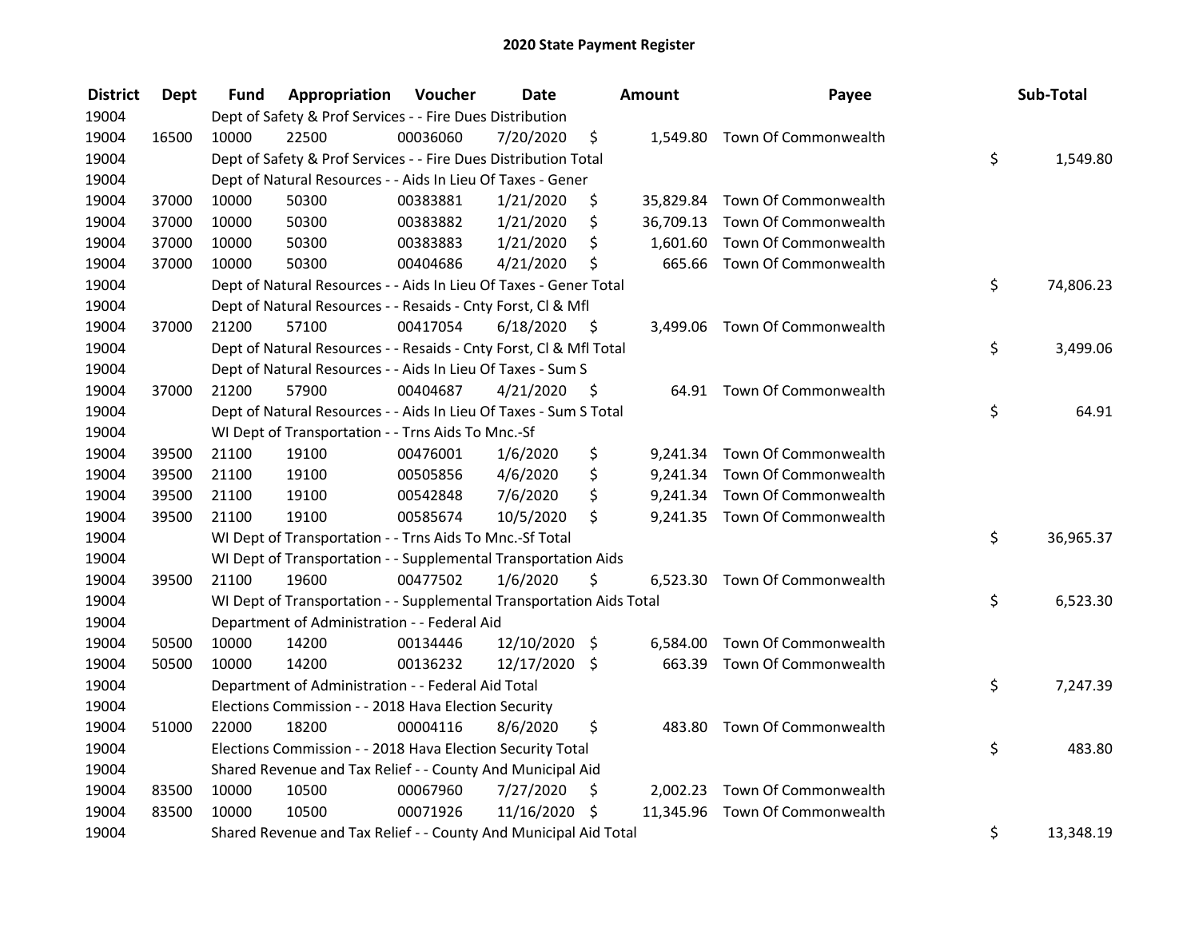# 2020 State Payment Register

| District | Dept | Fund | Appropriation | Voucher | Date | Amount | Payee | Sub-Total |
|---|---|---|---|---|---|---|---|---|
| 19004 | | Dept of Safety & Prof Services - - Fire Dues Distribution | | | | | | |
| 19004 | 16500 | 10000 | 22500 | 00036060 | 7/20/2020 | $ 1,549.80 | Town Of Commonwealth | |
| 19004 | | Dept of Safety & Prof Services - - Fire Dues Distribution Total | | | | | | $ 1,549.80 |
| 19004 | | Dept of Natural Resources - - Aids In Lieu Of Taxes - Gener | | | | | | |
| 19004 | 37000 | 10000 | 50300 | 00383881 | 1/21/2020 | $ 35,829.84 | Town Of Commonwealth | |
| 19004 | 37000 | 10000 | 50300 | 00383882 | 1/21/2020 | $ 36,709.13 | Town Of Commonwealth | |
| 19004 | 37000 | 10000 | 50300 | 00383883 | 1/21/2020 | $ 1,601.60 | Town Of Commonwealth | |
| 19004 | 37000 | 10000 | 50300 | 00404686 | 4/21/2020 | $ 665.66 | Town Of Commonwealth | |
| 19004 | | Dept of Natural Resources - - Aids In Lieu Of Taxes - Gener Total | | | | | | $ 74,806.23 |
| 19004 | | Dept of Natural Resources - - Resaids - Cnty Forst, Cl & Mfl | | | | | | |
| 19004 | 37000 | 21200 | 57100 | 00417054 | 6/18/2020 | $ 3,499.06 | Town Of Commonwealth | |
| 19004 | | Dept of Natural Resources - - Resaids - Cnty Forst, Cl & Mfl Total | | | | | | $ 3,499.06 |
| 19004 | | Dept of Natural Resources - - Aids In Lieu Of Taxes - Sum S | | | | | | |
| 19004 | 37000 | 21200 | 57900 | 00404687 | 4/21/2020 | $ 64.91 | Town Of Commonwealth | |
| 19004 | | Dept of Natural Resources - - Aids In Lieu Of Taxes - Sum S Total | | | | | | $ 64.91 |
| 19004 | | WI Dept of Transportation - - Trns Aids To Mnc.-Sf | | | | | | |
| 19004 | 39500 | 21100 | 19100 | 00476001 | 1/6/2020 | $ 9,241.34 | Town Of Commonwealth | |
| 19004 | 39500 | 21100 | 19100 | 00505856 | 4/6/2020 | $ 9,241.34 | Town Of Commonwealth | |
| 19004 | 39500 | 21100 | 19100 | 00542848 | 7/6/2020 | $ 9,241.34 | Town Of Commonwealth | |
| 19004 | 39500 | 21100 | 19100 | 00585674 | 10/5/2020 | $ 9,241.35 | Town Of Commonwealth | |
| 19004 | | WI Dept of Transportation - - Trns Aids To Mnc.-Sf Total | | | | | | $ 36,965.37 |
| 19004 | | WI Dept of Transportation - - Supplemental Transportation Aids | | | | | | |
| 19004 | 39500 | 21100 | 19600 | 00477502 | 1/6/2020 | $ 6,523.30 | Town Of Commonwealth | |
| 19004 | | WI Dept of Transportation - - Supplemental Transportation Aids Total | | | | | | $ 6,523.30 |
| 19004 | | Department of Administration - - Federal Aid | | | | | | |
| 19004 | 50500 | 10000 | 14200 | 00134446 | 12/10/2020 | $ 6,584.00 | Town Of Commonwealth | |
| 19004 | 50500 | 10000 | 14200 | 00136232 | 12/17/2020 | $ 663.39 | Town Of Commonwealth | |
| 19004 | | Department of Administration - - Federal Aid Total | | | | | | $ 7,247.39 |
| 19004 | | Elections Commission - - 2018 Hava Election Security | | | | | | |
| 19004 | 51000 | 22000 | 18200 | 00004116 | 8/6/2020 | $ 483.80 | Town Of Commonwealth | |
| 19004 | | Elections Commission - - 2018 Hava Election Security Total | | | | | | $ 483.80 |
| 19004 | | Shared Revenue and Tax Relief - - County And Municipal Aid | | | | | | |
| 19004 | 83500 | 10000 | 10500 | 00067960 | 7/27/2020 | $ 2,002.23 | Town Of Commonwealth | |
| 19004 | 83500 | 10000 | 10500 | 00071926 | 11/16/2020 | $ 11,345.96 | Town Of Commonwealth | |
| 19004 | | Shared Revenue and Tax Relief - - County And Municipal Aid Total | | | | | | $ 13,348.19 |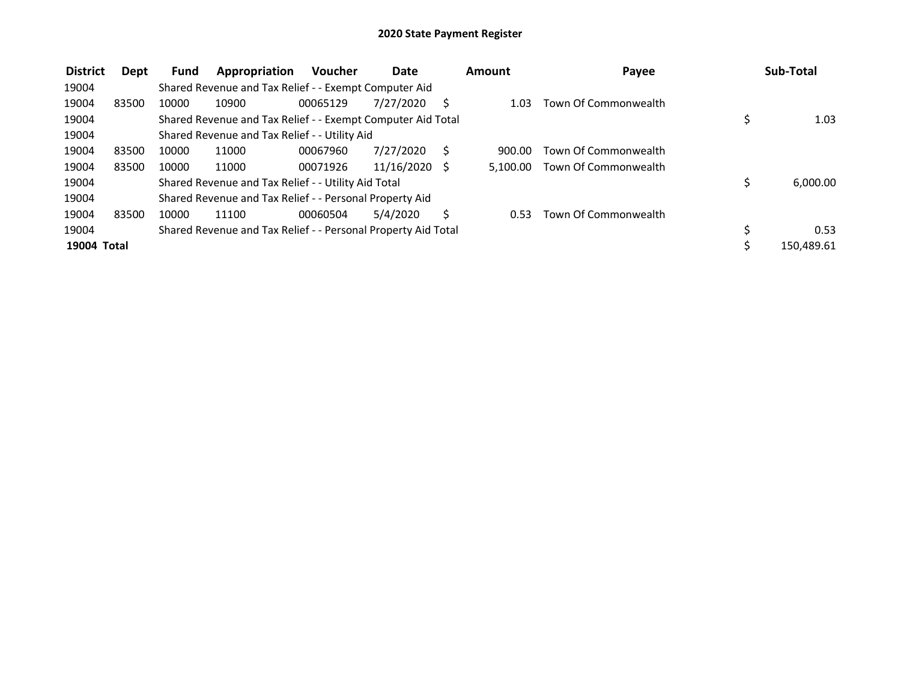# 2020 State Payment Register

| District | Dept | Fund | Appropriation | Voucher | Date | Amount | Payee | Sub-Total |
|---|---|---|---|---|---|---|---|---|
| 19004 | | Shared Revenue and Tax Relief - - Exempt Computer Aid | | | | | | |
| 19004 | 83500 | 10000 | 10900 | 00065129 | 7/27/2020 | $ 1.03 | Town Of Commonwealth | |
| 19004 | | Shared Revenue and Tax Relief - - Exempt Computer Aid Total | | | | | | $ 1.03 |
| 19004 | | Shared Revenue and Tax Relief - - Utility Aid | | | | | | |
| 19004 | 83500 | 10000 | 11000 | 00067960 | 7/27/2020 | $ 900.00 | Town Of Commonwealth | |
| 19004 | 83500 | 10000 | 11000 | 00071926 | 11/16/2020 | $ 5,100.00 | Town Of Commonwealth | |
| 19004 | | Shared Revenue and Tax Relief - - Utility Aid Total | | | | | | $ 6,000.00 |
| 19004 | | Shared Revenue and Tax Relief - - Personal Property Aid | | | | | | |
| 19004 | 83500 | 10000 | 11100 | 00060504 | 5/4/2020 | $ 0.53 | Town Of Commonwealth | |
| 19004 | | Shared Revenue and Tax Relief - - Personal Property Aid Total | | | | | | $ 0.53 |
| **19004 Total** | | | | | | | | $ 150,489.61 |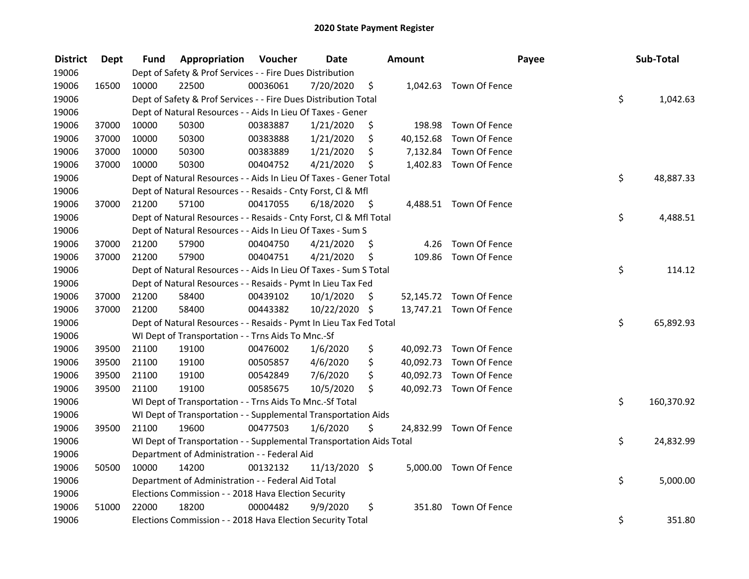# 2020 State Payment Register

| District | Dept | Fund | Appropriation | Voucher | Date | Amount | Payee | Sub-Total |
|---|---|---|---|---|---|---|---|---|
| 19006 | | Dept of Safety & Prof Services - - Fire Dues Distribution | | | | | | |
| 19006 | 16500 | 10000 | 22500 | 00036061 | 7/20/2020 | $ 1,042.63 | Town Of Fence | |
| 19006 | | Dept of Safety & Prof Services - - Fire Dues Distribution Total | | | | | | $ 1,042.63 |
| 19006 | | Dept of Natural Resources - - Aids In Lieu Of Taxes - Gener | | | | | | |
| 19006 | 37000 | 10000 | 50300 | 00383887 | 1/21/2020 | $ 198.98 | Town Of Fence | |
| 19006 | 37000 | 10000 | 50300 | 00383888 | 1/21/2020 | $ 40,152.68 | Town Of Fence | |
| 19006 | 37000 | 10000 | 50300 | 00383889 | 1/21/2020 | $ 7,132.84 | Town Of Fence | |
| 19006 | 37000 | 10000 | 50300 | 00404752 | 4/21/2020 | $ 1,402.83 | Town Of Fence | |
| 19006 | | Dept of Natural Resources - - Aids In Lieu Of Taxes - Gener Total | | | | | | $ 48,887.33 |
| 19006 | | Dept of Natural Resources - - Resaids - Cnty Forst, Cl & Mfl | | | | | | |
| 19006 | 37000 | 21200 | 57100 | 00417055 | 6/18/2020 | $ 4,488.51 | Town Of Fence | |
| 19006 | | Dept of Natural Resources - - Resaids - Cnty Forst, Cl & Mfl Total | | | | | | $ 4,488.51 |
| 19006 | | Dept of Natural Resources - - Aids In Lieu Of Taxes - Sum S | | | | | | |
| 19006 | 37000 | 21200 | 57900 | 00404750 | 4/21/2020 | $ 4.26 | Town Of Fence | |
| 19006 | 37000 | 21200 | 57900 | 00404751 | 4/21/2020 | $ 109.86 | Town Of Fence | |
| 19006 | | Dept of Natural Resources - - Aids In Lieu Of Taxes - Sum S Total | | | | | | $ 114.12 |
| 19006 | | Dept of Natural Resources - - Resaids - Pymt In Lieu Tax Fed | | | | | | |
| 19006 | 37000 | 21200 | 58400 | 00439102 | 10/1/2020 | $ 52,145.72 | Town Of Fence | |
| 19006 | 37000 | 21200 | 58400 | 00443382 | 10/22/2020 | $ 13,747.21 | Town Of Fence | |
| 19006 | | Dept of Natural Resources - - Resaids - Pymt In Lieu Tax Fed Total | | | | | | $ 65,892.93 |
| 19006 | | WI Dept of Transportation - - Trns Aids To Mnc.-Sf | | | | | | |
| 19006 | 39500 | 21100 | 19100 | 00476002 | 1/6/2020 | $ 40,092.73 | Town Of Fence | |
| 19006 | 39500 | 21100 | 19100 | 00505857 | 4/6/2020 | $ 40,092.73 | Town Of Fence | |
| 19006 | 39500 | 21100 | 19100 | 00542849 | 7/6/2020 | $ 40,092.73 | Town Of Fence | |
| 19006 | 39500 | 21100 | 19100 | 00585675 | 10/5/2020 | $ 40,092.73 | Town Of Fence | |
| 19006 | | WI Dept of Transportation - - Trns Aids To Mnc.-Sf Total | | | | | | $ 160,370.92 |
| 19006 | | WI Dept of Transportation - - Supplemental Transportation Aids | | | | | | |
| 19006 | 39500 | 21100 | 19600 | 00477503 | 1/6/2020 | $ 24,832.99 | Town Of Fence | |
| 19006 | | WI Dept of Transportation - - Supplemental Transportation Aids Total | | | | | | $ 24,832.99 |
| 19006 | | Department of Administration - - Federal Aid | | | | | | |
| 19006 | 50500 | 10000 | 14200 | 00132132 | 11/13/2020 | $ 5,000.00 | Town Of Fence | |
| 19006 | | Department of Administration - - Federal Aid Total | | | | | | $ 5,000.00 |
| 19006 | | Elections Commission - - 2018 Hava Election Security | | | | | | |
| 19006 | 51000 | 22000 | 18200 | 00004482 | 9/9/2020 | $ 351.80 | Town Of Fence | |
| 19006 | | Elections Commission - - 2018 Hava Election Security Total | | | | | | $ 351.80 |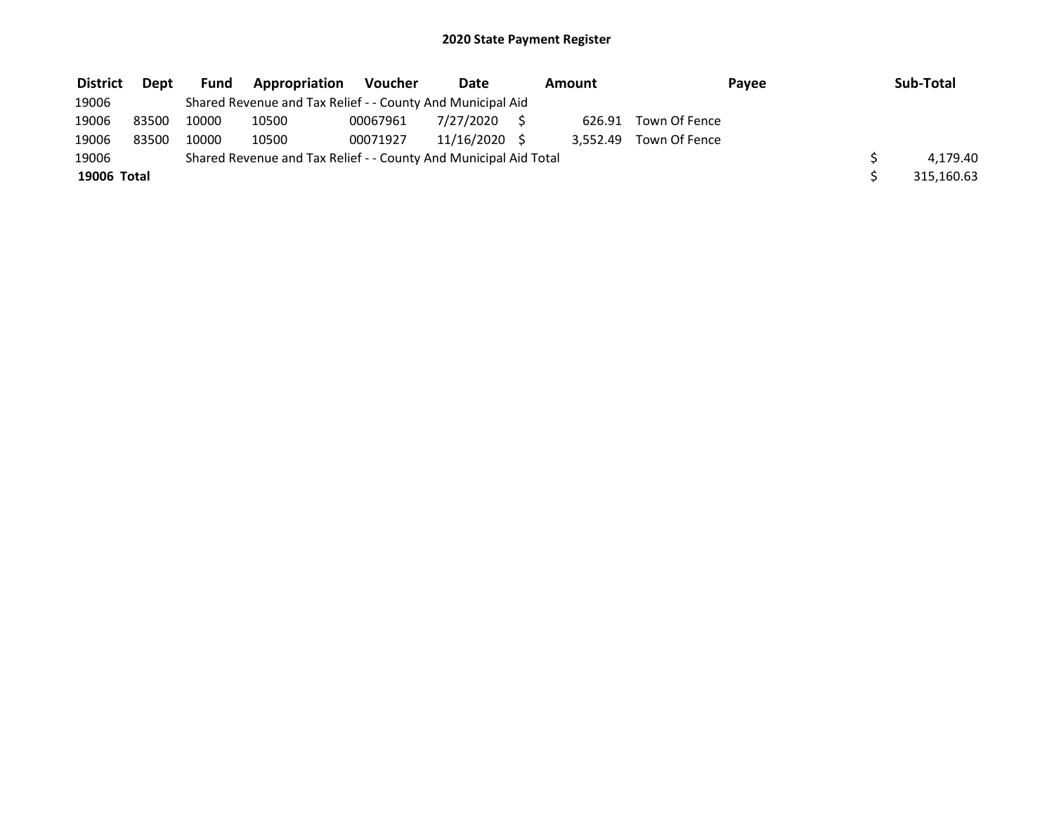# 2020 State Payment Register

| District | Dept | Fund | Appropriation | Voucher | Date | Amount | Payee | Sub-Total |
|---|---|---|---|---|---|---|---|---|
| 19006 | | Shared Revenue and Tax Relief - - County And Municipal Aid | | | | | | |
| 19006 | 83500 | 10000 | 10500 | 00067961 | 7/27/2020 | $ 626.91 | Town Of Fence | |
| 19006 | 83500 | 10000 | 10500 | 00071927 | 11/16/2020 | $ 3,552.49 | Town Of Fence | |
| 19006 | | Shared Revenue and Tax Relief - - County And Municipal Aid Total | | | | | | $ 4,179.40 |
| **19006 Total** | | | | | | | | $ 315,160.63 |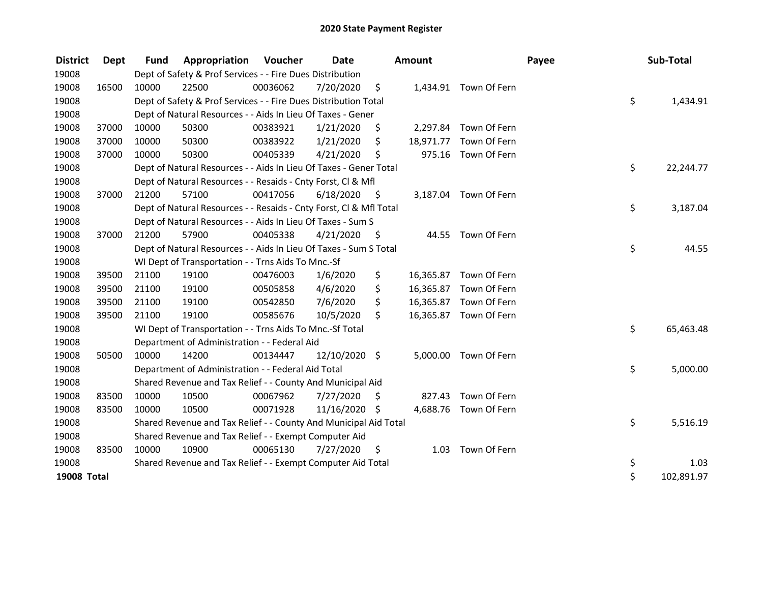# 2020 State Payment Register

| District | Dept | Fund | Appropriation | Voucher | Date | Amount | Payee | Sub-Total |
|---|---|---|---|---|---|---|---|---|
| 19008 | | Dept of Safety & Prof Services - - Fire Dues Distribution | | | | | | |
| 19008 | 16500 | 10000 | 22500 | 00036062 | 7/20/2020 | $ 1,434.91 | Town Of Fern | |
| 19008 | | Dept of Safety & Prof Services - - Fire Dues Distribution Total | | | | | | $ 1,434.91 |
| 19008 | | Dept of Natural Resources - - Aids In Lieu Of Taxes - Gener | | | | | | |
| 19008 | 37000 | 10000 | 50300 | 00383921 | 1/21/2020 | $ 2,297.84 | Town Of Fern | |
| 19008 | 37000 | 10000 | 50300 | 00383922 | 1/21/2020 | $ 18,971.77 | Town Of Fern | |
| 19008 | 37000 | 10000 | 50300 | 00405339 | 4/21/2020 | $ 975.16 | Town Of Fern | |
| 19008 | | Dept of Natural Resources - - Aids In Lieu Of Taxes - Gener Total | | | | | | $ 22,244.77 |
| 19008 | | Dept of Natural Resources - - Resaids - Cnty Forst, Cl & Mfl | | | | | | |
| 19008 | 37000 | 21200 | 57100 | 00417056 | 6/18/2020 | $ 3,187.04 | Town Of Fern | |
| 19008 | | Dept of Natural Resources - - Resaids - Cnty Forst, Cl & Mfl Total | | | | | | $ 3,187.04 |
| 19008 | | Dept of Natural Resources - - Aids In Lieu Of Taxes - Sum S | | | | | | |
| 19008 | 37000 | 21200 | 57900 | 00405338 | 4/21/2020 | $ 44.55 | Town Of Fern | |
| 19008 | | Dept of Natural Resources - - Aids In Lieu Of Taxes - Sum S Total | | | | | | $ 44.55 |
| 19008 | | WI Dept of Transportation - - Trns Aids To Mnc.-Sf | | | | | | |
| 19008 | 39500 | 21100 | 19100 | 00476003 | 1/6/2020 | $ 16,365.87 | Town Of Fern | |
| 19008 | 39500 | 21100 | 19100 | 00505858 | 4/6/2020 | $ 16,365.87 | Town Of Fern | |
| 19008 | 39500 | 21100 | 19100 | 00542850 | 7/6/2020 | $ 16,365.87 | Town Of Fern | |
| 19008 | 39500 | 21100 | 19100 | 00585676 | 10/5/2020 | $ 16,365.87 | Town Of Fern | |
| 19008 | | WI Dept of Transportation - - Trns Aids To Mnc.-Sf Total | | | | | | $ 65,463.48 |
| 19008 | | Department of Administration - - Federal Aid | | | | | | |
| 19008 | 50500 | 10000 | 14200 | 00134447 | 12/10/2020 | $ 5,000.00 | Town Of Fern | |
| 19008 | | Department of Administration - - Federal Aid Total | | | | | | $ 5,000.00 |
| 19008 | | Shared Revenue and Tax Relief - - County And Municipal Aid | | | | | | |
| 19008 | 83500 | 10000 | 10500 | 00067962 | 7/27/2020 | $ 827.43 | Town Of Fern | |
| 19008 | 83500 | 10000 | 10500 | 00071928 | 11/16/2020 | $ 4,688.76 | Town Of Fern | |
| 19008 | | Shared Revenue and Tax Relief - - County And Municipal Aid Total | | | | | | $ 5,516.19 |
| 19008 | | Shared Revenue and Tax Relief - - Exempt Computer Aid | | | | | | |
| 19008 | 83500 | 10000 | 10900 | 00065130 | 7/27/2020 | $ 1.03 | Town Of Fern | |
| 19008 | | Shared Revenue and Tax Relief - - Exempt Computer Aid Total | | | | | | $ 1.03 |
| **19008 Total** | | | | | | | | $ 102,891.97 |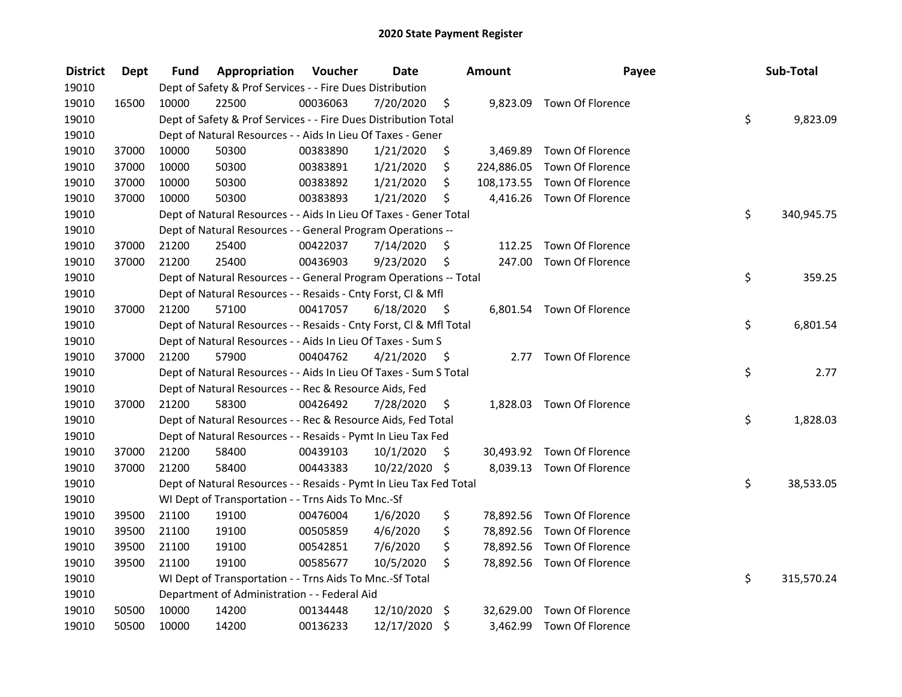# 2020 State Payment Register

| District | Dept | Fund | Appropriation | Voucher | Date | Amount | Payee | Sub-Total |
|---|---|---|---|---|---|---|---|---|
| 19010 | | | Dept of Safety & Prof Services - - Fire Dues Distribution | | | | | |
| 19010 | 16500 | 10000 | 22500 | 00036063 | 7/20/2020 | $ 9,823.09 | Town Of Florence | |
| 19010 | | | Dept of Safety & Prof Services - - Fire Dues Distribution Total | | | | | $ 9,823.09 |
| 19010 | | | Dept of Natural Resources - - Aids In Lieu Of Taxes - Gener | | | | | |
| 19010 | 37000 | 10000 | 50300 | 00383890 | 1/21/2020 | $ 3,469.89 | Town Of Florence | |
| 19010 | 37000 | 10000 | 50300 | 00383891 | 1/21/2020 | $ 224,886.05 | Town Of Florence | |
| 19010 | 37000 | 10000 | 50300 | 00383892 | 1/21/2020 | $ 108,173.55 | Town Of Florence | |
| 19010 | 37000 | 10000 | 50300 | 00383893 | 1/21/2020 | $ 4,416.26 | Town Of Florence | |
| 19010 | | | Dept of Natural Resources - - Aids In Lieu Of Taxes - Gener Total | | | | | $ 340,945.75 |
| 19010 | | | Dept of Natural Resources - - General Program Operations -- | | | | | |
| 19010 | 37000 | 21200 | 25400 | 00422037 | 7/14/2020 | $ 112.25 | Town Of Florence | |
| 19010 | 37000 | 21200 | 25400 | 00436903 | 9/23/2020 | $ 247.00 | Town Of Florence | |
| 19010 | | | Dept of Natural Resources - - General Program Operations -- Total | | | | | $ 359.25 |
| 19010 | | | Dept of Natural Resources - - Resaids - Cnty Forst, Cl & Mfl | | | | | |
| 19010 | 37000 | 21200 | 57100 | 00417057 | 6/18/2020 | $ 6,801.54 | Town Of Florence | |
| 19010 | | | Dept of Natural Resources - - Resaids - Cnty Forst, Cl & Mfl Total | | | | | $ 6,801.54 |
| 19010 | | | Dept of Natural Resources - - Aids In Lieu Of Taxes - Sum S | | | | | |
| 19010 | 37000 | 21200 | 57900 | 00404762 | 4/21/2020 | $ 2.77 | Town Of Florence | |
| 19010 | | | Dept of Natural Resources - - Aids In Lieu Of Taxes - Sum S Total | | | | | $ 2.77 |
| 19010 | | | Dept of Natural Resources - - Rec & Resource Aids, Fed | | | | | |
| 19010 | 37000 | 21200 | 58300 | 00426492 | 7/28/2020 | $ 1,828.03 | Town Of Florence | |
| 19010 | | | Dept of Natural Resources - - Rec & Resource Aids, Fed Total | | | | | $ 1,828.03 |
| 19010 | | | Dept of Natural Resources - - Resaids - Pymt In Lieu Tax Fed | | | | | |
| 19010 | 37000 | 21200 | 58400 | 00439103 | 10/1/2020 | $ 30,493.92 | Town Of Florence | |
| 19010 | 37000 | 21200 | 58400 | 00443383 | 10/22/2020 | $ 8,039.13 | Town Of Florence | |
| 19010 | | | Dept of Natural Resources - - Resaids - Pymt In Lieu Tax Fed Total | | | | | $ 38,533.05 |
| 19010 | | | WI Dept of Transportation - - Trns Aids To Mnc.-Sf | | | | | |
| 19010 | 39500 | 21100 | 19100 | 00476004 | 1/6/2020 | $ 78,892.56 | Town Of Florence | |
| 19010 | 39500 | 21100 | 19100 | 00505859 | 4/6/2020 | $ 78,892.56 | Town Of Florence | |
| 19010 | 39500 | 21100 | 19100 | 00542851 | 7/6/2020 | $ 78,892.56 | Town Of Florence | |
| 19010 | 39500 | 21100 | 19100 | 00585677 | 10/5/2020 | $ 78,892.56 | Town Of Florence | |
| 19010 | | | WI Dept of Transportation - - Trns Aids To Mnc.-Sf Total | | | | | $ 315,570.24 |
| 19010 | | | Department of Administration - - Federal Aid | | | | | |
| 19010 | 50500 | 10000 | 14200 | 00134448 | 12/10/2020 | $ 32,629.00 | Town Of Florence | |
| 19010 | 50500 | 10000 | 14200 | 00136233 | 12/17/2020 | $ 3,462.99 | Town Of Florence | |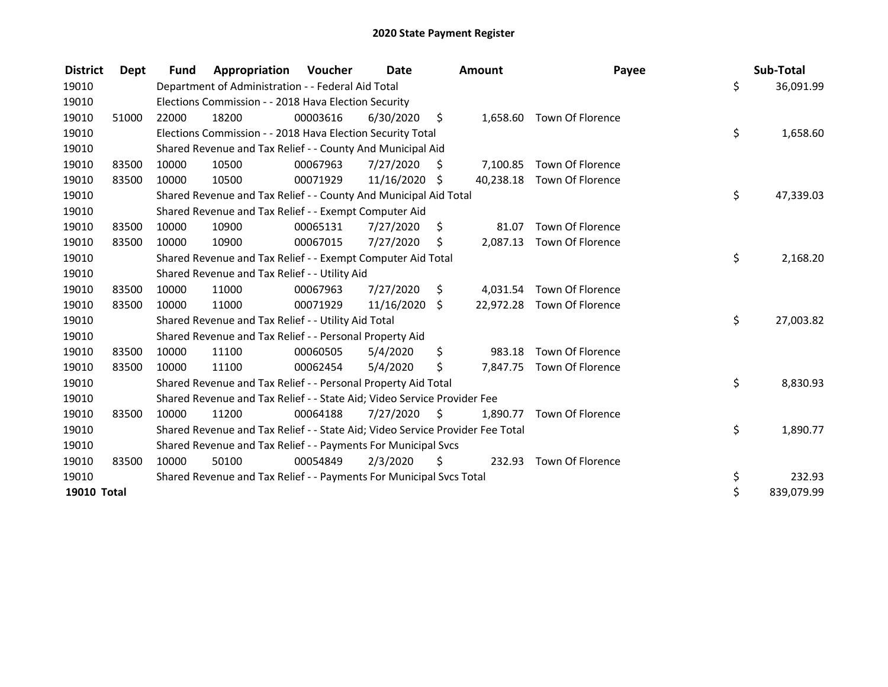# 2020 State Payment Register

| District | Dept | Fund | Appropriation | Voucher | Date | Amount | Payee | Sub-Total |
|---|---|---|---|---|---|---|---|---|
| 19010 | | Department of Administration - - Federal Aid Total | | | | | | $ 36,091.99 |
| 19010 | | Elections Commission - - 2018 Hava Election Security | | | | | | |
| 19010 | 51000 | 22000 | 18200 | 00003616 | 6/30/2020 | $ 1,658.60 | Town Of Florence | |
| 19010 | | Elections Commission - - 2018 Hava Election Security Total | | | | | | $ 1,658.60 |
| 19010 | | Shared Revenue and Tax Relief - - County And Municipal Aid | | | | | | |
| 19010 | 83500 | 10000 | 10500 | 00067963 | 7/27/2020 | $ 7,100.85 | Town Of Florence | |
| 19010 | 83500 | 10000 | 10500 | 00071929 | 11/16/2020 | $ 40,238.18 | Town Of Florence | |
| 19010 | | Shared Revenue and Tax Relief - - County And Municipal Aid Total | | | | | | $ 47,339.03 |
| 19010 | | Shared Revenue and Tax Relief - - Exempt Computer Aid | | | | | | |
| 19010 | 83500 | 10000 | 10900 | 00065131 | 7/27/2020 | $ 81.07 | Town Of Florence | |
| 19010 | 83500 | 10000 | 10900 | 00067015 | 7/27/2020 | $ 2,087.13 | Town Of Florence | |
| 19010 | | Shared Revenue and Tax Relief - - Exempt Computer Aid Total | | | | | | $ 2,168.20 |
| 19010 | | Shared Revenue and Tax Relief - - Utility Aid | | | | | | |
| 19010 | 83500 | 10000 | 11000 | 00067963 | 7/27/2020 | $ 4,031.54 | Town Of Florence | |
| 19010 | 83500 | 10000 | 11000 | 00071929 | 11/16/2020 | $ 22,972.28 | Town Of Florence | |
| 19010 | | Shared Revenue and Tax Relief - - Utility Aid Total | | | | | | $ 27,003.82 |
| 19010 | | Shared Revenue and Tax Relief - - Personal Property Aid | | | | | | |
| 19010 | 83500 | 10000 | 11100 | 00060505 | 5/4/2020 | $ 983.18 | Town Of Florence | |
| 19010 | 83500 | 10000 | 11100 | 00062454 | 5/4/2020 | $ 7,847.75 | Town Of Florence | |
| 19010 | | Shared Revenue and Tax Relief - - Personal Property Aid Total | | | | | | $ 8,830.93 |
| 19010 | | Shared Revenue and Tax Relief - - State Aid; Video Service Provider Fee | | | | | | |
| 19010 | 83500 | 10000 | 11200 | 00064188 | 7/27/2020 | $ 1,890.77 | Town Of Florence | |
| 19010 | | Shared Revenue and Tax Relief - - State Aid; Video Service Provider Fee Total | | | | | | $ 1,890.77 |
| 19010 | | Shared Revenue and Tax Relief - - Payments For Municipal Svcs | | | | | | |
| 19010 | 83500 | 10000 | 50100 | 00054849 | 2/3/2020 | $ 232.93 | Town Of Florence | |
| 19010 | | Shared Revenue and Tax Relief - - Payments For Municipal Svcs Total | | | | | | $ 232.93 |
| **19010 Total** | | | | | | | | $ 839,079.99 |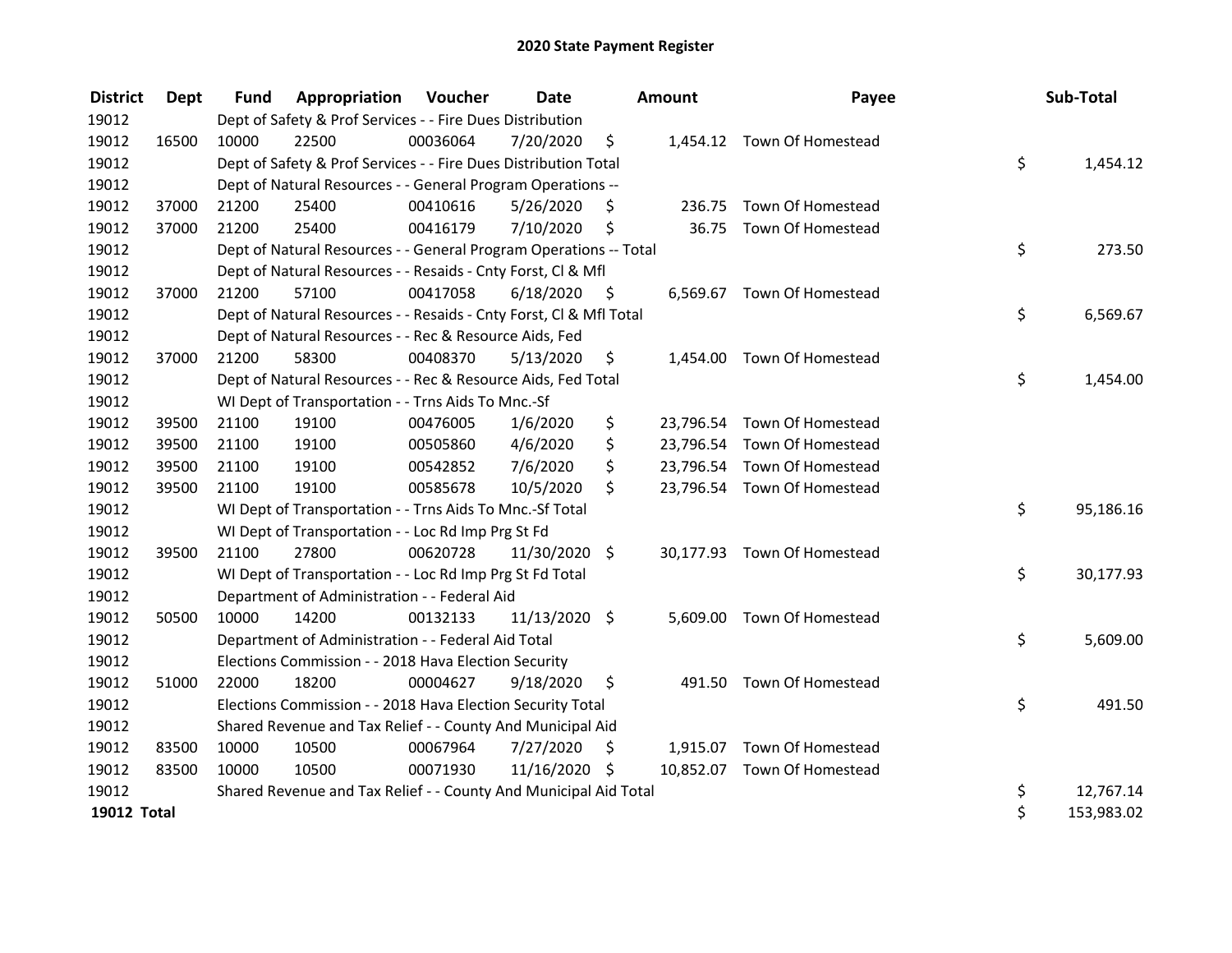# 2020 State Payment Register

| District | Dept | Fund | Appropriation | Voucher | Date | Amount | Payee | Sub-Total |
|---|---|---|---|---|---|---|---|---|
| 19012 | | Dept of Safety & Prof Services - - Fire Dues Distribution | | | | | | |
| 19012 | 16500 | 10000 | 22500 | 00036064 | 7/20/2020 | $ 1,454.12 | Town Of Homestead | |
| 19012 | | Dept of Safety & Prof Services - - Fire Dues Distribution Total | | | | | | $ 1,454.12 |
| 19012 | | Dept of Natural Resources - - General Program Operations -- | | | | | | |
| 19012 | 37000 | 21200 | 25400 | 00410616 | 5/26/2020 | $ 236.75 | Town Of Homestead | |
| 19012 | 37000 | 21200 | 25400 | 00416179 | 7/10/2020 | $ 36.75 | Town Of Homestead | |
| 19012 | | Dept of Natural Resources - - General Program Operations -- Total | | | | | | $ 273.50 |
| 19012 | | Dept of Natural Resources - - Resaids - Cnty Forst, Cl & Mfl | | | | | | |
| 19012 | 37000 | 21200 | 57100 | 00417058 | 6/18/2020 | $ 6,569.67 | Town Of Homestead | |
| 19012 | | Dept of Natural Resources - - Resaids - Cnty Forst, Cl & Mfl Total | | | | | | $ 6,569.67 |
| 19012 | | Dept of Natural Resources - - Rec & Resource Aids, Fed | | | | | | |
| 19012 | 37000 | 21200 | 58300 | 00408370 | 5/13/2020 | $ 1,454.00 | Town Of Homestead | |
| 19012 | | Dept of Natural Resources - - Rec & Resource Aids, Fed Total | | | | | | $ 1,454.00 |
| 19012 | | WI Dept of Transportation - - Trns Aids To Mnc.-Sf | | | | | | |
| 19012 | 39500 | 21100 | 19100 | 00476005 | 1/6/2020 | $ 23,796.54 | Town Of Homestead | |
| 19012 | 39500 | 21100 | 19100 | 00505860 | 4/6/2020 | $ 23,796.54 | Town Of Homestead | |
| 19012 | 39500 | 21100 | 19100 | 00542852 | 7/6/2020 | $ 23,796.54 | Town Of Homestead | |
| 19012 | 39500 | 21100 | 19100 | 00585678 | 10/5/2020 | $ 23,796.54 | Town Of Homestead | |
| 19012 | | WI Dept of Transportation - - Trns Aids To Mnc.-Sf Total | | | | | | $ 95,186.16 |
| 19012 | | WI Dept of Transportation - - Loc Rd Imp Prg St Fd | | | | | | |
| 19012 | 39500 | 21100 | 27800 | 00620728 | 11/30/2020 | $ 30,177.93 | Town Of Homestead | |
| 19012 | | WI Dept of Transportation - - Loc Rd Imp Prg St Fd Total | | | | | | $ 30,177.93 |
| 19012 | | Department of Administration - - Federal Aid | | | | | | |
| 19012 | 50500 | 10000 | 14200 | 00132133 | 11/13/2020 | $ 5,609.00 | Town Of Homestead | |
| 19012 | | Department of Administration - - Federal Aid Total | | | | | | $ 5,609.00 |
| 19012 | | Elections Commission - - 2018 Hava Election Security | | | | | | |
| 19012 | 51000 | 22000 | 18200 | 00004627 | 9/18/2020 | $ 491.50 | Town Of Homestead | |
| 19012 | | Elections Commission - - 2018 Hava Election Security Total | | | | | | $ 491.50 |
| 19012 | | Shared Revenue and Tax Relief - - County And Municipal Aid | | | | | | |
| 19012 | 83500 | 10000 | 10500 | 00067964 | 7/27/2020 | $ 1,915.07 | Town Of Homestead | |
| 19012 | 83500 | 10000 | 10500 | 00071930 | 11/16/2020 | $ 10,852.07 | Town Of Homestead | |
| 19012 | | Shared Revenue and Tax Relief - - County And Municipal Aid Total | | | | | | $ 12,767.14 |
| **19012 Total** | | | | | | | | $ 153,983.02 |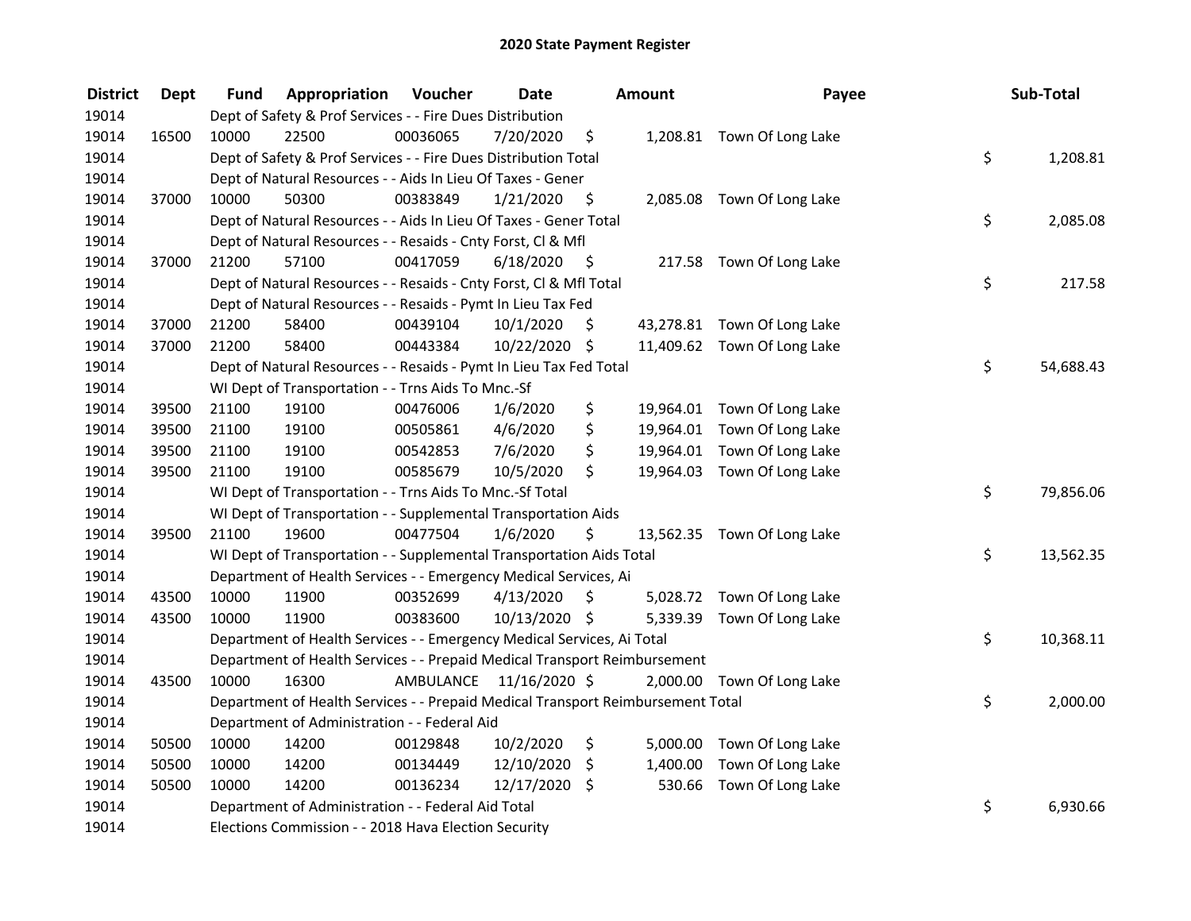# 2020 State Payment Register

| District | Dept | Fund | Appropriation | Voucher | Date | Amount | Payee | Sub-Total |
|---|---|---|---|---|---|---|---|---|
| 19014 | | Dept of Safety & Prof Services - - Fire Dues Distribution | | | | | | |
| 19014 | 16500 | 10000 | 22500 | 00036065 | 7/20/2020 | $ 1,208.81 | Town Of Long Lake | |
| 19014 | | Dept of Safety & Prof Services - - Fire Dues Distribution Total | | | | | | $ 1,208.81 |
| 19014 | | Dept of Natural Resources - - Aids In Lieu Of Taxes - Gener | | | | | | |
| 19014 | 37000 | 10000 | 50300 | 00383849 | 1/21/2020 | $ 2,085.08 | Town Of Long Lake | |
| 19014 | | Dept of Natural Resources - - Aids In Lieu Of Taxes - Gener Total | | | | | | $ 2,085.08 |
| 19014 | | Dept of Natural Resources - - Resaids - Cnty Forst, Cl & Mfl | | | | | | |
| 19014 | 37000 | 21200 | 57100 | 00417059 | 6/18/2020 | $ 217.58 | Town Of Long Lake | |
| 19014 | | Dept of Natural Resources - - Resaids - Cnty Forst, Cl & Mfl Total | | | | | | $ 217.58 |
| 19014 | | Dept of Natural Resources - - Resaids - Pymt In Lieu Tax Fed | | | | | | |
| 19014 | 37000 | 21200 | 58400 | 00439104 | 10/1/2020 | $ 43,278.81 | Town Of Long Lake | |
| 19014 | 37000 | 21200 | 58400 | 00443384 | 10/22/2020 | $ 11,409.62 | Town Of Long Lake | |
| 19014 | | Dept of Natural Resources - - Resaids - Pymt In Lieu Tax Fed Total | | | | | | $ 54,688.43 |
| 19014 | | WI Dept of Transportation - - Trns Aids To Mnc.-Sf | | | | | | |
| 19014 | 39500 | 21100 | 19100 | 00476006 | 1/6/2020 | $ 19,964.01 | Town Of Long Lake | |
| 19014 | 39500 | 21100 | 19100 | 00505861 | 4/6/2020 | $ 19,964.01 | Town Of Long Lake | |
| 19014 | 39500 | 21100 | 19100 | 00542853 | 7/6/2020 | $ 19,964.01 | Town Of Long Lake | |
| 19014 | 39500 | 21100 | 19100 | 00585679 | 10/5/2020 | $ 19,964.03 | Town Of Long Lake | |
| 19014 | | WI Dept of Transportation - - Trns Aids To Mnc.-Sf Total | | | | | | $ 79,856.06 |
| 19014 | | WI Dept of Transportation - - Supplemental Transportation Aids | | | | | | |
| 19014 | 39500 | 21100 | 19600 | 00477504 | 1/6/2020 | $ 13,562.35 | Town Of Long Lake | |
| 19014 | | WI Dept of Transportation - - Supplemental Transportation Aids Total | | | | | | $ 13,562.35 |
| 19014 | | Department of Health Services - - Emergency Medical Services, Ai | | | | | | |
| 19014 | 43500 | 10000 | 11900 | 00352699 | 4/13/2020 | $ 5,028.72 | Town Of Long Lake | |
| 19014 | 43500 | 10000 | 11900 | 00383600 | 10/13/2020 | $ 5,339.39 | Town Of Long Lake | |
| 19014 | | Department of Health Services - - Emergency Medical Services, Ai Total | | | | | | $ 10,368.11 |
| 19014 | | Department of Health Services - - Prepaid Medical Transport Reimbursement | | | | | | |
| 19014 | 43500 | 10000 | 16300 | AMBULANCE | 11/16/2020 | $ 2,000.00 | Town Of Long Lake | |
| 19014 | | Department of Health Services - - Prepaid Medical Transport Reimbursement Total | | | | | | $ 2,000.00 |
| 19014 | | Department of Administration - - Federal Aid | | | | | | |
| 19014 | 50500 | 10000 | 14200 | 00129848 | 10/2/2020 | $ 5,000.00 | Town Of Long Lake | |
| 19014 | 50500 | 10000 | 14200 | 00134449 | 12/10/2020 | $ 1,400.00 | Town Of Long Lake | |
| 19014 | 50500 | 10000 | 14200 | 00136234 | 12/17/2020 | $ 530.66 | Town Of Long Lake | |
| 19014 | | Department of Administration - - Federal Aid Total | | | | | | $ 6,930.66 |
| 19014 | | Elections Commission - - 2018 Hava Election Security | | | | | | |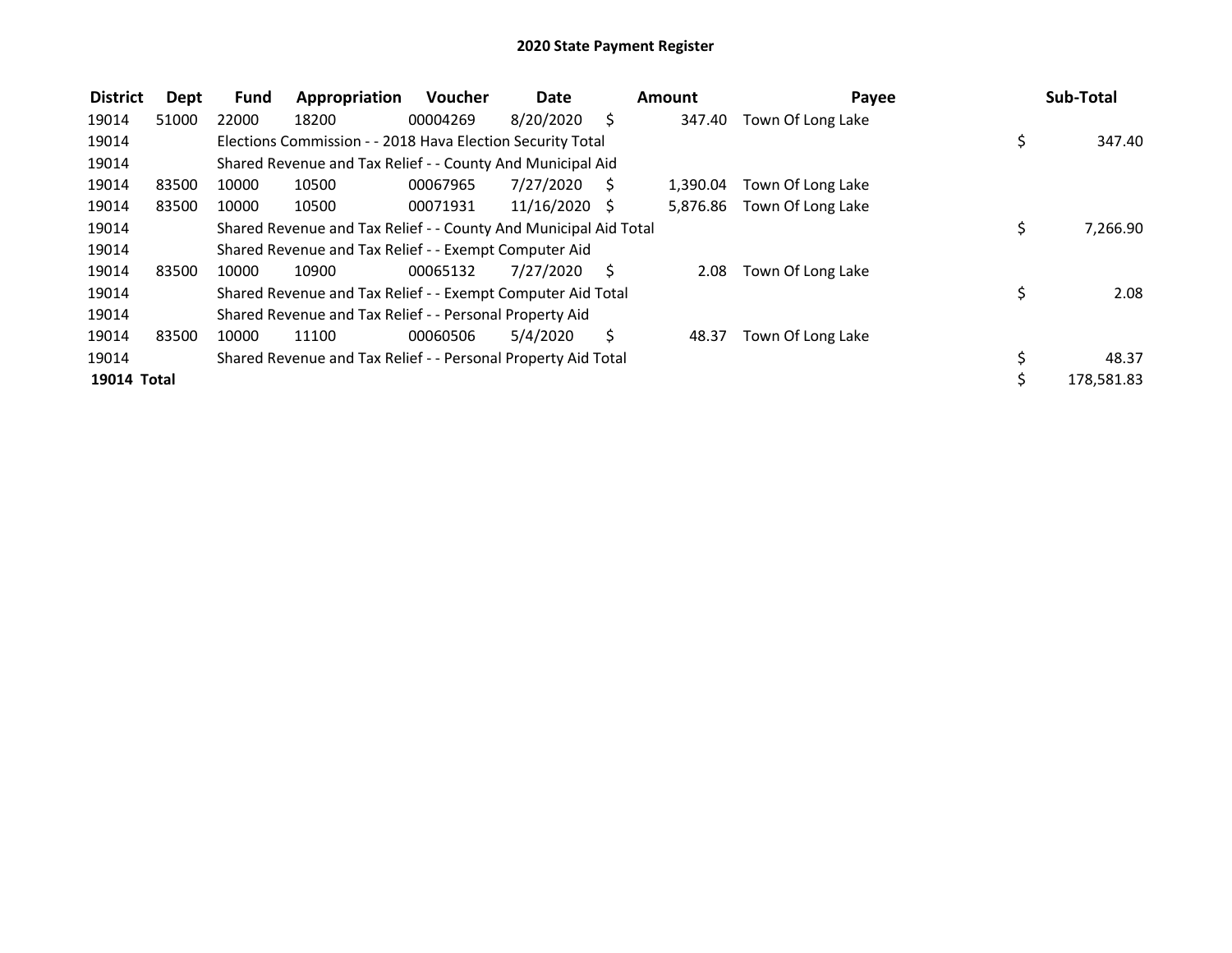# 2020 State Payment Register

| District | Dept | Fund | Appropriation | Voucher | Date | Amount | Payee | Sub-Total |
|---|---|---|---|---|---|---|---|---|
| 19014 | 51000 | 22000 | 18200 | 00004269 | 8/20/2020 | $ 347.40 | Town Of Long Lake | |
| 19014 | | Elections Commission - - 2018 Hava Election Security Total | | | | | | $ 347.40 |
| 19014 | | Shared Revenue and Tax Relief - - County And Municipal Aid | | | | | | |
| 19014 | 83500 | 10000 | 10500 | 00067965 | 7/27/2020 | $ 1,390.04 | Town Of Long Lake | |
| 19014 | 83500 | 10000 | 10500 | 00071931 | 11/16/2020 | $ 5,876.86 | Town Of Long Lake | |
| 19014 | | Shared Revenue and Tax Relief - - County And Municipal Aid Total | | | | | | $ 7,266.90 |
| 19014 | | Shared Revenue and Tax Relief - - Exempt Computer Aid | | | | | | |
| 19014 | 83500 | 10000 | 10900 | 00065132 | 7/27/2020 | $ 2.08 | Town Of Long Lake | |
| 19014 | | Shared Revenue and Tax Relief - - Exempt Computer Aid Total | | | | | | $ 2.08 |
| 19014 | | Shared Revenue and Tax Relief - - Personal Property Aid | | | | | | |
| 19014 | 83500 | 10000 | 11100 | 00060506 | 5/4/2020 | $ 48.37 | Town Of Long Lake | |
| 19014 | | Shared Revenue and Tax Relief - - Personal Property Aid Total | | | | | | $ 48.37 |
| **19014 Total** | | | | | | | | $ 178,581.83 |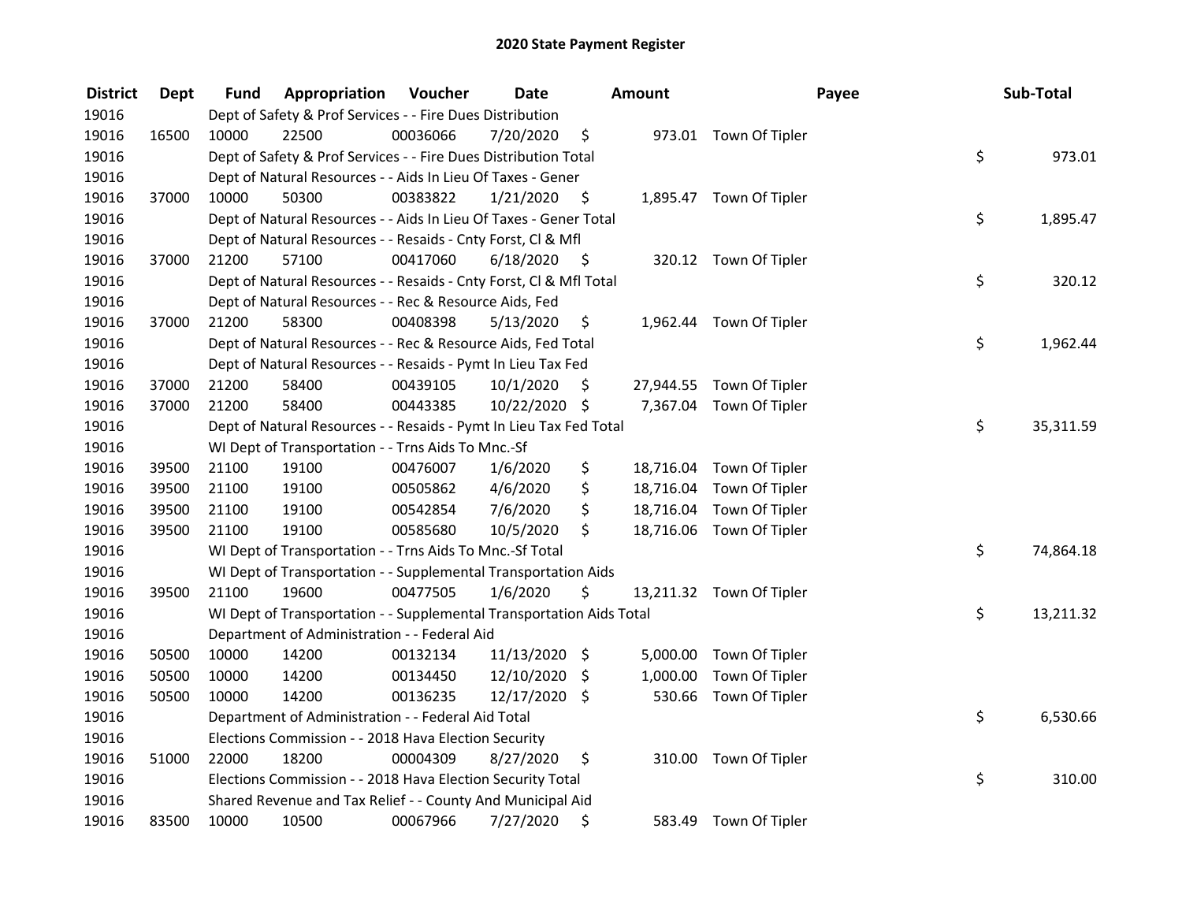# 2020 State Payment Register

| District | Dept | Fund | Appropriation | Voucher | Date | Amount | Payee | Sub-Total |
|---|---|---|---|---|---|---|---|---|
| 19016 | | Dept of Safety & Prof Services - - Fire Dues Distribution | | | | | | |
| 19016 | 16500 | 10000 | 22500 | 00036066 | 7/20/2020 | $ 973.01 | Town Of Tipler | |
| 19016 | | Dept of Safety & Prof Services - - Fire Dues Distribution Total | | | | | | $ 973.01 |
| 19016 | | Dept of Natural Resources - - Aids In Lieu Of Taxes - Gener | | | | | | |
| 19016 | 37000 | 10000 | 50300 | 00383822 | 1/21/2020 | $ 1,895.47 | Town Of Tipler | |
| 19016 | | Dept of Natural Resources - - Aids In Lieu Of Taxes - Gener Total | | | | | | $ 1,895.47 |
| 19016 | | Dept of Natural Resources - - Resaids - Cnty Forst, Cl & Mfl | | | | | | |
| 19016 | 37000 | 21200 | 57100 | 00417060 | 6/18/2020 | $ 320.12 | Town Of Tipler | |
| 19016 | | Dept of Natural Resources - - Resaids - Cnty Forst, Cl & Mfl Total | | | | | | $ 320.12 |
| 19016 | | Dept of Natural Resources - - Rec & Resource Aids, Fed | | | | | | |
| 19016 | 37000 | 21200 | 58300 | 00408398 | 5/13/2020 | $ 1,962.44 | Town Of Tipler | |
| 19016 | | Dept of Natural Resources - - Rec & Resource Aids, Fed Total | | | | | | $ 1,962.44 |
| 19016 | | Dept of Natural Resources - - Resaids - Pymt In Lieu Tax Fed | | | | | | |
| 19016 | 37000 | 21200 | 58400 | 00439105 | 10/1/2020 | $ 27,944.55 | Town Of Tipler | |
| 19016 | 37000 | 21200 | 58400 | 00443385 | 10/22/2020 | $ 7,367.04 | Town Of Tipler | |
| 19016 | | Dept of Natural Resources - - Resaids - Pymt In Lieu Tax Fed Total | | | | | | $ 35,311.59 |
| 19016 | | WI Dept of Transportation - - Trns Aids To Mnc.-Sf | | | | | | |
| 19016 | 39500 | 21100 | 19100 | 00476007 | 1/6/2020 | $ 18,716.04 | Town Of Tipler | |
| 19016 | 39500 | 21100 | 19100 | 00505862 | 4/6/2020 | $ 18,716.04 | Town Of Tipler | |
| 19016 | 39500 | 21100 | 19100 | 00542854 | 7/6/2020 | $ 18,716.04 | Town Of Tipler | |
| 19016 | 39500 | 21100 | 19100 | 00585680 | 10/5/2020 | $ 18,716.06 | Town Of Tipler | |
| 19016 | | WI Dept of Transportation - - Trns Aids To Mnc.-Sf Total | | | | | | $ 74,864.18 |
| 19016 | | WI Dept of Transportation - - Supplemental Transportation Aids | | | | | | |
| 19016 | 39500 | 21100 | 19600 | 00477505 | 1/6/2020 | $ 13,211.32 | Town Of Tipler | |
| 19016 | | WI Dept of Transportation - - Supplemental Transportation Aids Total | | | | | | $ 13,211.32 |
| 19016 | | Department of Administration - - Federal Aid | | | | | | |
| 19016 | 50500 | 10000 | 14200 | 00132134 | 11/13/2020 | $ 5,000.00 | Town Of Tipler | |
| 19016 | 50500 | 10000 | 14200 | 00134450 | 12/10/2020 | $ 1,000.00 | Town Of Tipler | |
| 19016 | 50500 | 10000 | 14200 | 00136235 | 12/17/2020 | $ 530.66 | Town Of Tipler | |
| 19016 | | Department of Administration - - Federal Aid Total | | | | | | $ 6,530.66 |
| 19016 | | Elections Commission - - 2018 Hava Election Security | | | | | | |
| 19016 | 51000 | 22000 | 18200 | 00004309 | 8/27/2020 | $ 310.00 | Town Of Tipler | |
| 19016 | | Elections Commission - - 2018 Hava Election Security Total | | | | | | $ 310.00 |
| 19016 | | Shared Revenue and Tax Relief - - County And Municipal Aid | | | | | | |
| 19016 | 83500 | 10000 | 10500 | 00067966 | 7/27/2020 | $ 583.49 | Town Of Tipler | |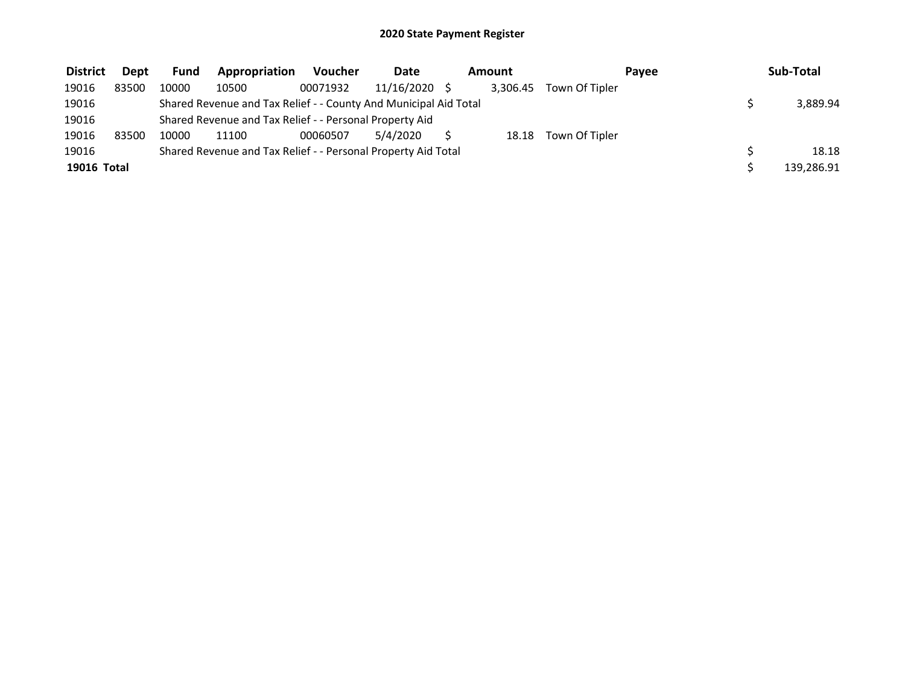## 2020 State Payment Register

| District | Dept | Fund | Appropriation | Voucher | Date | Amount | Payee | Sub-Total |
|---|---|---|---|---|---|---|---|---|
| 19016 | 83500 | 10000 | 10500 | 00071932 | 11/16/2020 | $ 3,306.45 | Town Of Tipler | |
| 19016 | | Shared Revenue and Tax Relief - - County And Municipal Aid Total | | | | | | $ 3,889.94 |
| 19016 | | Shared Revenue and Tax Relief - - Personal Property Aid | | | | | | |
| 19016 | 83500 | 10000 | 11100 | 00060507 | 5/4/2020 | $ 18.18 | Town Of Tipler | |
| 19016 | | Shared Revenue and Tax Relief - - Personal Property Aid Total | | | | | | $ 18.18 |
| **19016 Total** | | | | | | | | $ 139,286.91 |